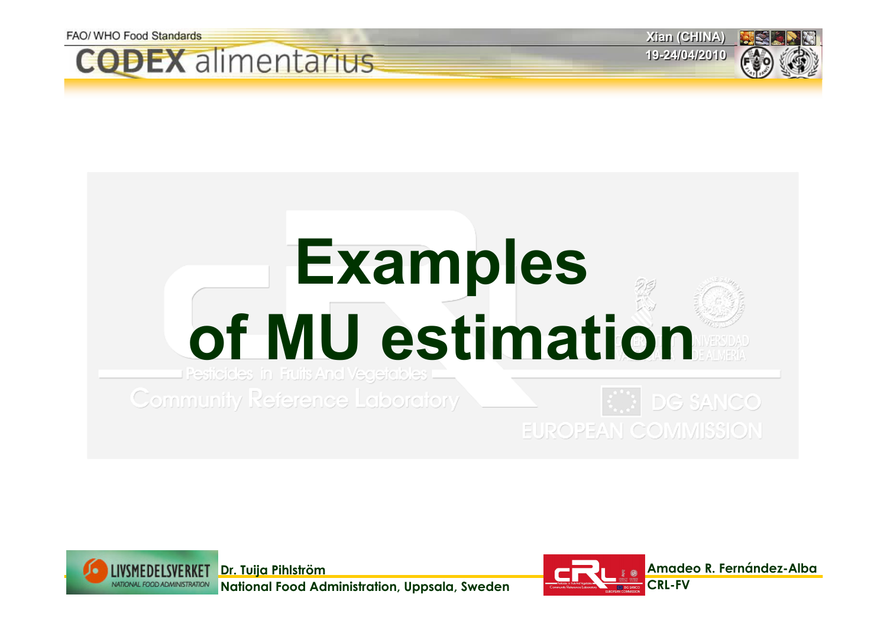FAO/ WHO Food Standards

CODEX alimentarius

Xian (CHINA)
19-24/04/2010

# Examples of MU estimation

Dr. Tuija Pihlström
National Food Administration, Uppsala, Sweden

Amadeo R. Fernández-Alba
CRL-FV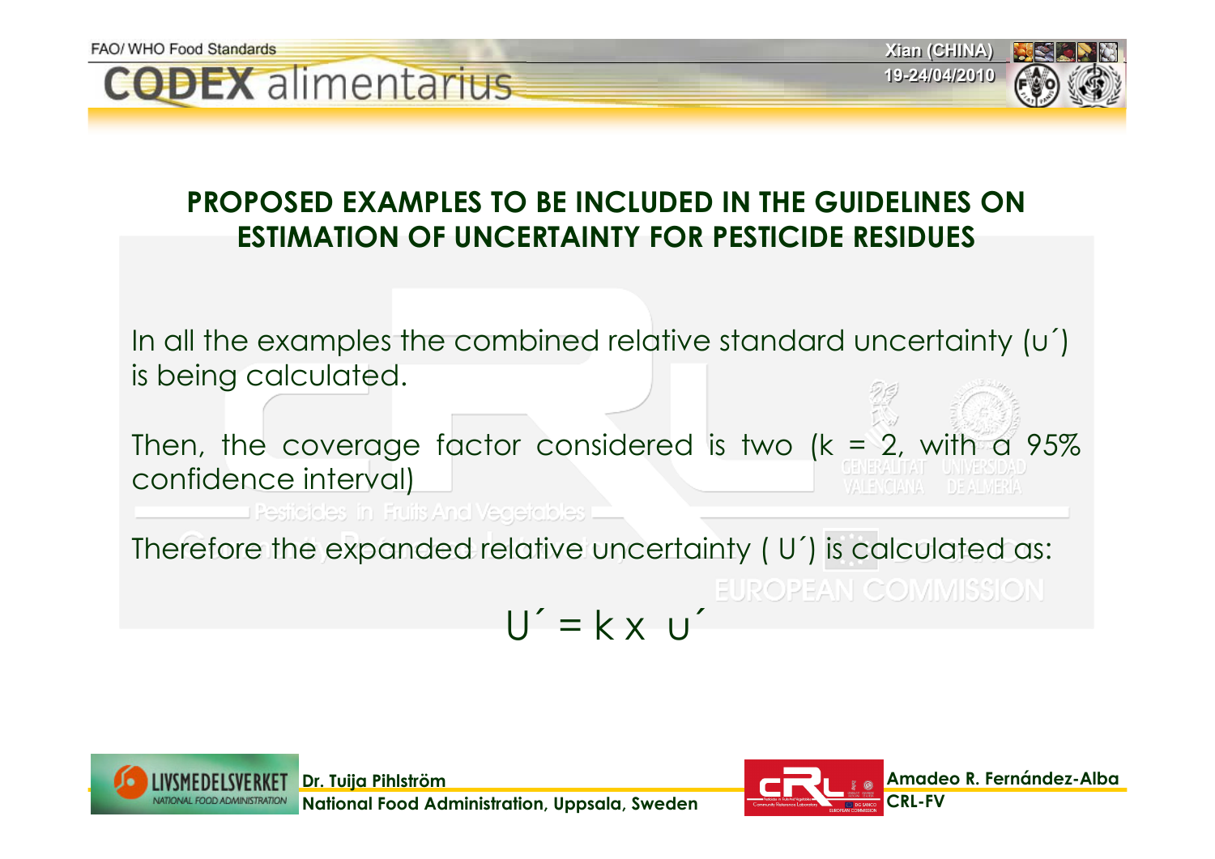## PROPOSED EXAMPLES TO BE INCLUDED IN THE GUIDELINES ON ESTIMATION OF UNCERTAINTY FOR PESTICIDE RESIDUES

In all the examples the combined relative standard uncertainty (u´) is being calculated.

Then, the coverage factor considered is two (k = 2, with a 95% confidence interval)

Therefore the expanded relative uncertainty ( U´) is calculated as:

$$U' = k \times u'$$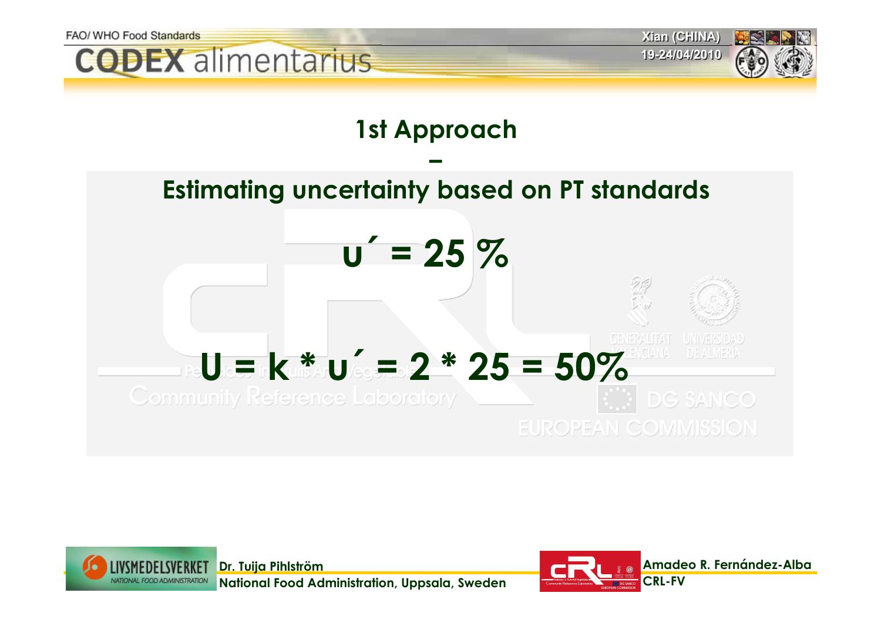# 1st Approach

–

## Estimating uncertainty based on PT standards

$$u' = 25\,\%$$

$$U = k * u' = 2 * 25 = 50\%$$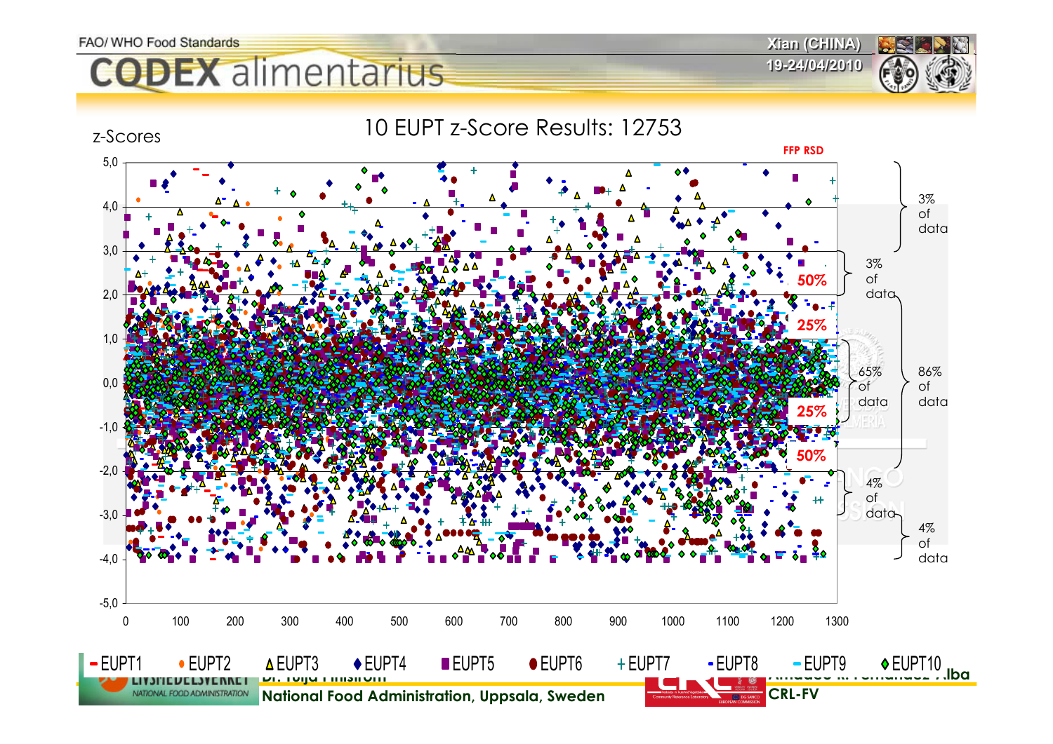## 10 EUPT z-Score Results: 12753

z-Scores

FFP RSD

| z-Score range | Percentage |
| --- | --- |
| 4,0 to 5,0 | 3% of data |
| 3,0 to 4,0 | 3% of data |
| 2,0 to 3,0 | 50% |
| 1,0 to 2,0 | 25% |
| 0,0 to 1,0 | 65% of data |
| -1,0 to 0,0 | 25% |
| -2,0 to -1,0 | 50% |
| -3,0 to -2,0 | 4% of data |
| -4,0 to -3,0 | 4% of data |
| -2,0 to 2,0 | 86% of data |

Y-axis: 5,0; 4,0; 3,0; 2,0; 1,0; 0,0; -1,0; -2,0; -3,0; -4,0; -5,0

X-axis: 0; 100; 200; 300; 400; 500; 600; 700; 800; 900; 1000; 1100; 1200; 1300

Legend: EUPT1, EUPT2, EUPT3, EUPT4, EUPT5, EUPT6, EUPT7, EUPT8, EUPT9, EUPT10

Dr. Tuija Pihlström — National Food Administration, Uppsala, Sweden

Amadeo R. Fernández-Alba — CRL-FV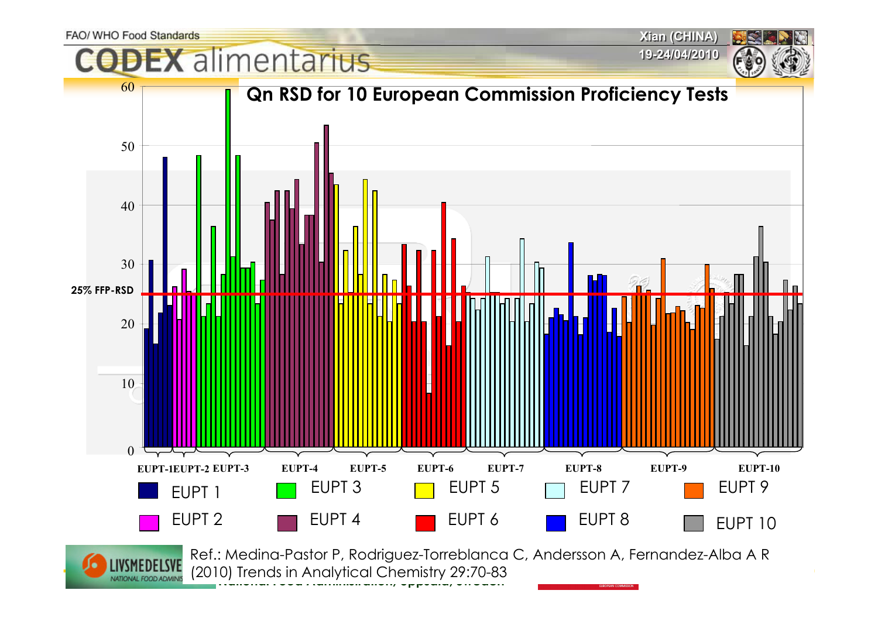## Qn RSD for 10 European Commission Proficiency Tests

25% FFP-RSD

EUPT-1 EUPT-2 EUPT-3 EUPT-4 EUPT-5 EUPT-6 EUPT-7 EUPT-8 EUPT-9 EUPT-10

EUPT 1, EUPT 2, EUPT 3, EUPT 4, EUPT 5, EUPT 6, EUPT 7, EUPT 8, EUPT 9, EUPT 10

Ref.: Medina-Pastor P, Rodriguez-Torreblanca C, Andersson A, Fernandez-Alba A R (2010) Trends in Analytical Chemistry 29:70-83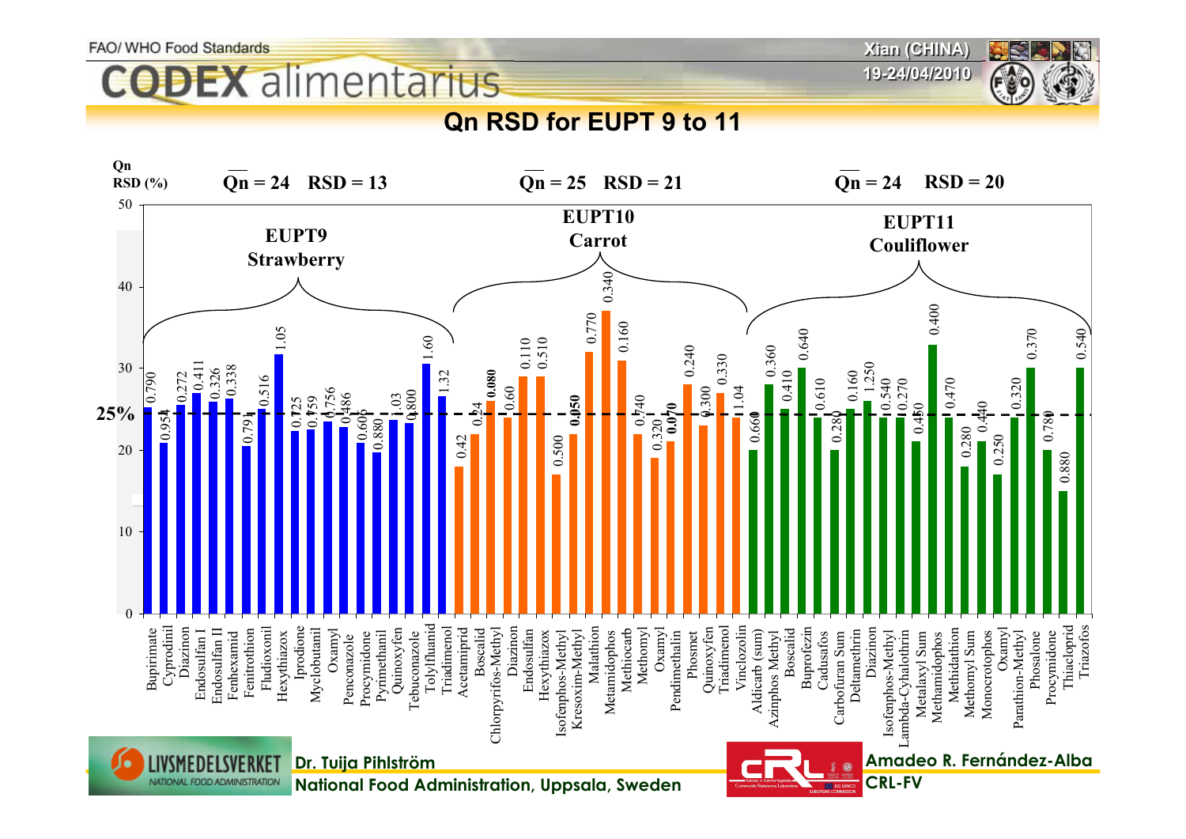## Qn RSD for EUPT 9 to 11

Qn RSD (%)

| | EUPT9 Strawberry | EUPT10 Carrot | EUPT11 Couliflower |
|---|---|---|---|
| $\overline{Qn}$ | 24 | 25 | 24 |
| RSD | 13 | 21 | 20 |

25%

**EUPT9 Strawberry**

| Pesticide | Value |
|---|---|
| Bupirimate | 0.790 |
| Cyprodinil | 0.954 |
| Diazinon | 0.272 |
| Endosulfan I | 0.411 |
| Endosulfan II | 0.326 |
| Fenhexamid | 0.338 |
| Fenitrothion | 0.791 |
| Fludioxonil | 0.516 |
| Hexythiazox | 1.05 |
| Iprodione | 0.725 |
| Myclobutanil | 0.759 |
| Oxamyl | 0.756 |
| Penconazole | 0.486 |
| Procymidone | 0.605 |
| Pyrimethanil | 0.880 |
| Quinoxyfen | 1.03 |
| Tebuconazole | 0.800 |
| Tolylfluanid | 1.60 |
| Triadimenol | 1.32 |

**EUPT10 Carrot**

| Pesticide | Value |
|---|---|
| Acetamiprid | 0.42 |
| Boscalid | 0.24 |
| Chlorpyrifos-Methyl | 0.080 |
| Diazinon | 0.60 |
| Endosulfan | 0.110 |
| Hexythiazox | 0.510 |
| Isofenphos-Methyl | 0.500 |
| Kresoxim-Methyl | 0.050 |
| Malathion | 0.770 |
| Metamidophos | 0.340 |
| Methiocarb | 0.160 |
| Methomyl | 0.140 |
| Oxamyl | 0.320 |
| Pendimethalin | 0.070 |
| Phosmet | 0.240 |
| Quinoxyfen | 0.300 |
| Triadimenol | 0.330 |
| Vinclozolin | 1.04 |

**EUPT11 Couliflower**

| Pesticide | Value |
|---|---|
| Aldicarb (sum) | 0.660 |
| Azimphos Methyl | 0.360 |
| Boscalid | 0.410 |
| Buprofezin | 0.640 |
| Cadusafos | 0.610 |
| Carbofuran Sum | 0.280 |
| Deltamethrin | 0.160 |
| Diazinon | 1.250 |
| Isofenphos-Methyl | 0.540 |
| Lambda-Cyhalothrin | 0.270 |
| Metalaxyl Sum | 0.450 |
| Methamidophos | 0.400 |
| Methidathion | 0.470 |
| Methomyl Sum | 0.280 |
| Monocrotophos | 0.440 |
| Oxamyl | 0.250 |
| Parathion-Methyl | 0.320 |
| Phosalone | 0.370 |
| Procymidone | 0.780 |
| Thiacloprid | 0.880 |
| Triazofos | 0.540 |

Dr. Tuija Pihlström
National Food Administration, Uppsala, Sweden

Amadeo R. Fernández-Alba
CRL-FV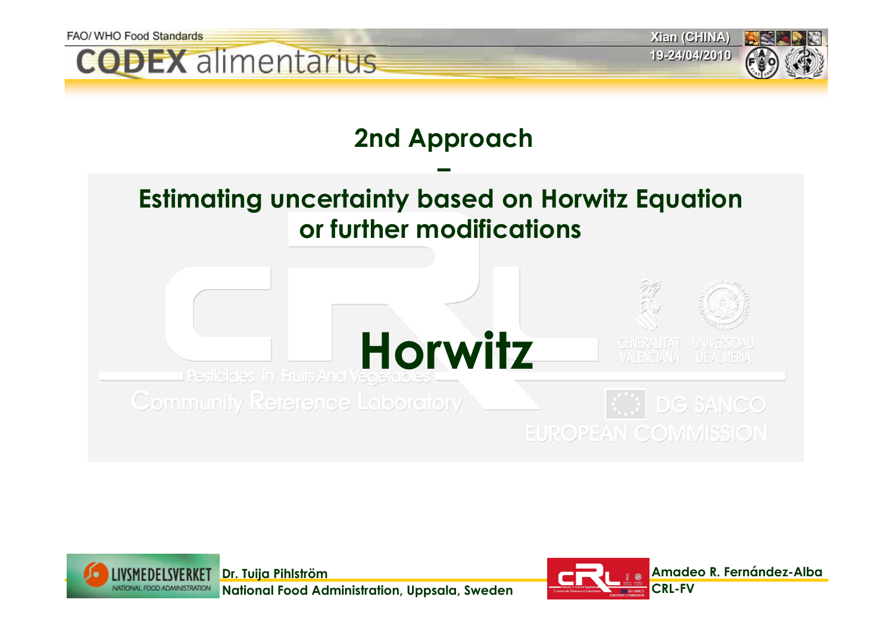## 2nd Approach

–

## Estimating uncertainty based on Horwitz Equation or further modifications

# Horwitz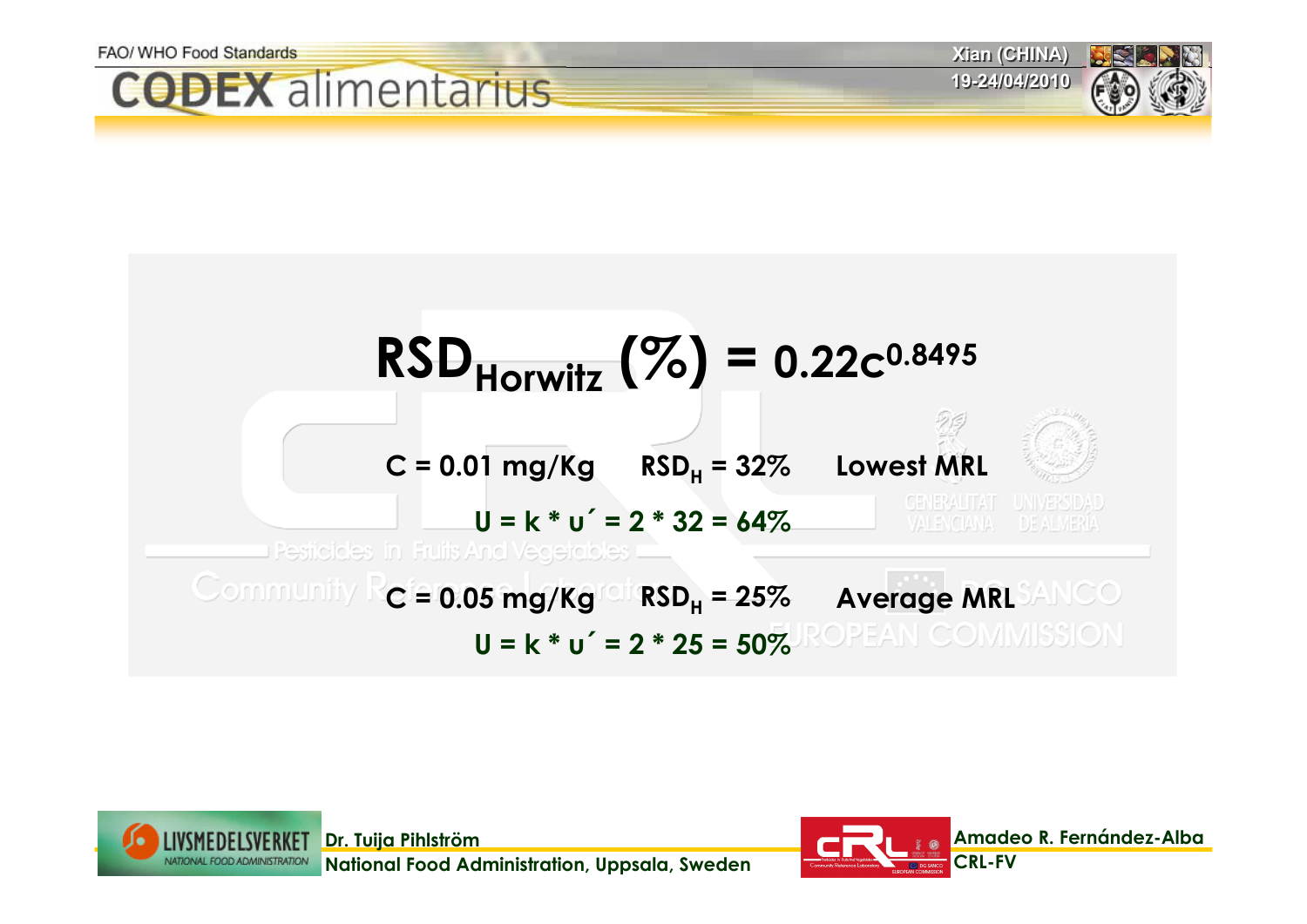$$RSD_{Horwitz}\ (\%) = 0.22c^{0.8495}$$

C = 0.01 mg/Kg $RSD_H$ = 32% Lowest MRL

$U = k * u' = 2 * 32 = 64\%$

C = 0.05 mg/Kg $RSD_H$ = 25% Average MRL

$U = k * u' = 2 * 25 = 50\%$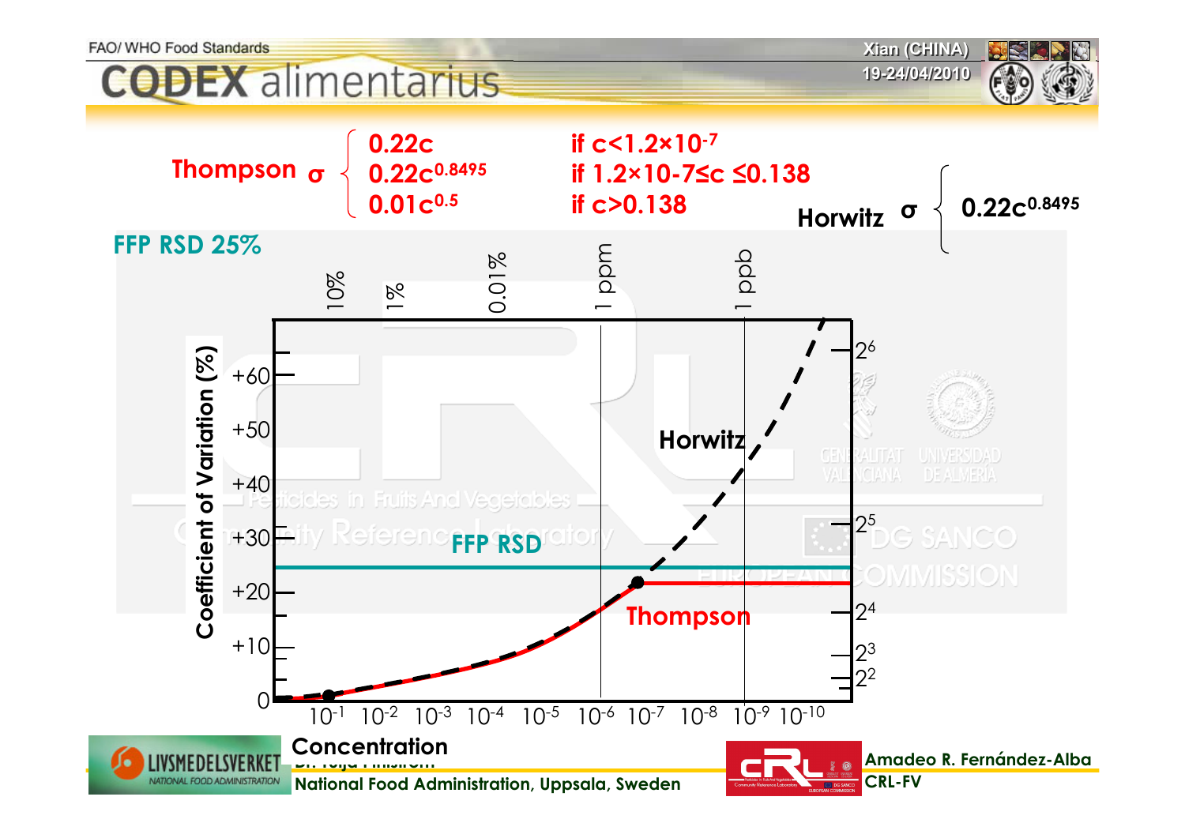Thompson $\sigma$ $\begin{cases} 0.22c & \text{if } c<1.2\times10^{-7} \\ 0.22c^{0.8495} & \text{if } 1.2\times10^{-7}\leq c \leq 0.138 \\ 0.01c^{0.5} & \text{if } c>0.138 \end{cases}$

Horwitz $\sigma$ $\{ 0.22c^{0.8495}$

**FFP RSD 25%**

Coefficient of Variation (%): 0, +10, +20, +30, +40, +50, +60

Right axis: $2^2$, $2^3$, $2^4$, $2^5$, $2^6$

Top labels: 10%, 1%, 0.01%, 1 ppm, 1 ppb

Concentration: $10^{-1}$, $10^{-2}$, $10^{-3}$, $10^{-4}$, $10^{-5}$, $10^{-6}$, $10^{-7}$, $10^{-8}$, $10^{-9}$, $10^{-10}$

Curves: Horwitz, FFP RSD, Thompson

National Food Administration, Uppsala, Sweden

Amadeo R. Fernández-Alba
CRL-FV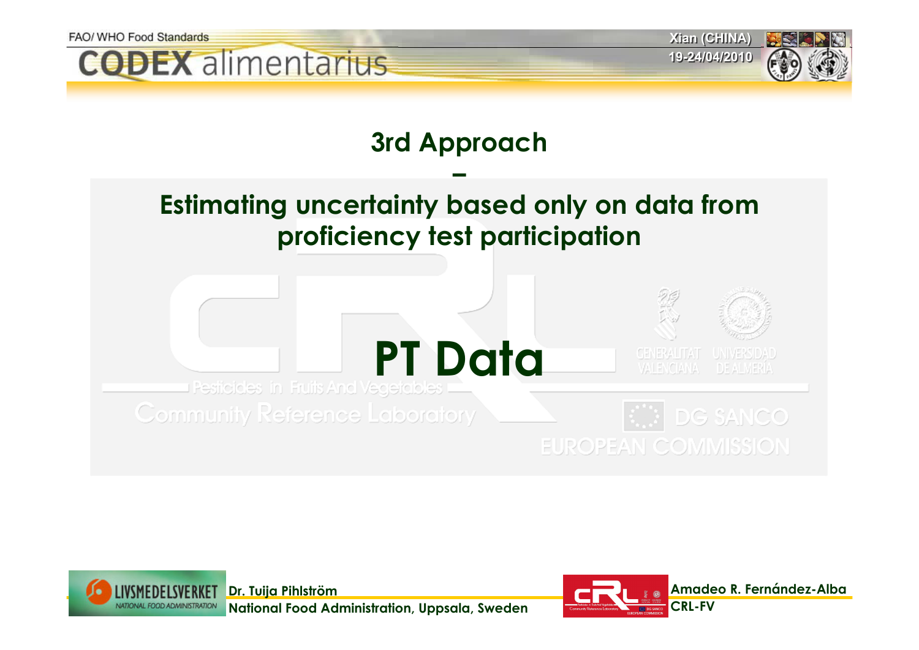# 3rd Approach

–

## Estimating uncertainty based only on data from proficiency test participation

# PT Data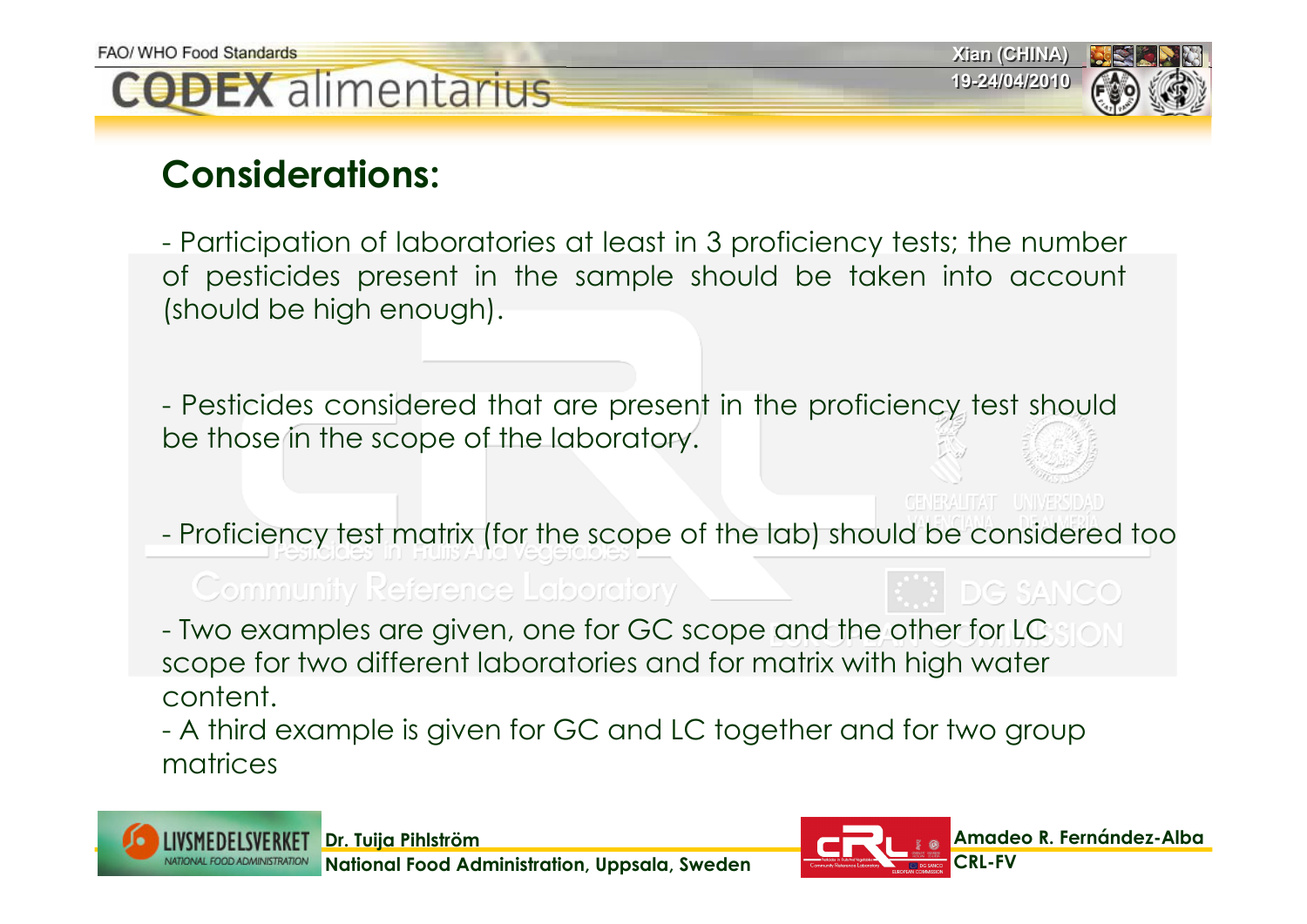## Considerations:

- Participation of laboratories at least in 3 proficiency tests; the number of pesticides present in the sample should be taken into account (should be high enough).

- Pesticides considered that are present in the proficiency test should be those in the scope of the laboratory.

- Proficiency test matrix (for the scope of the lab) should be considered too

- Two examples are given, one for GC scope and the other for LC scope for two different laboratories and for matrix with high water content.
- A third example is given for GC and LC together and for two group matrices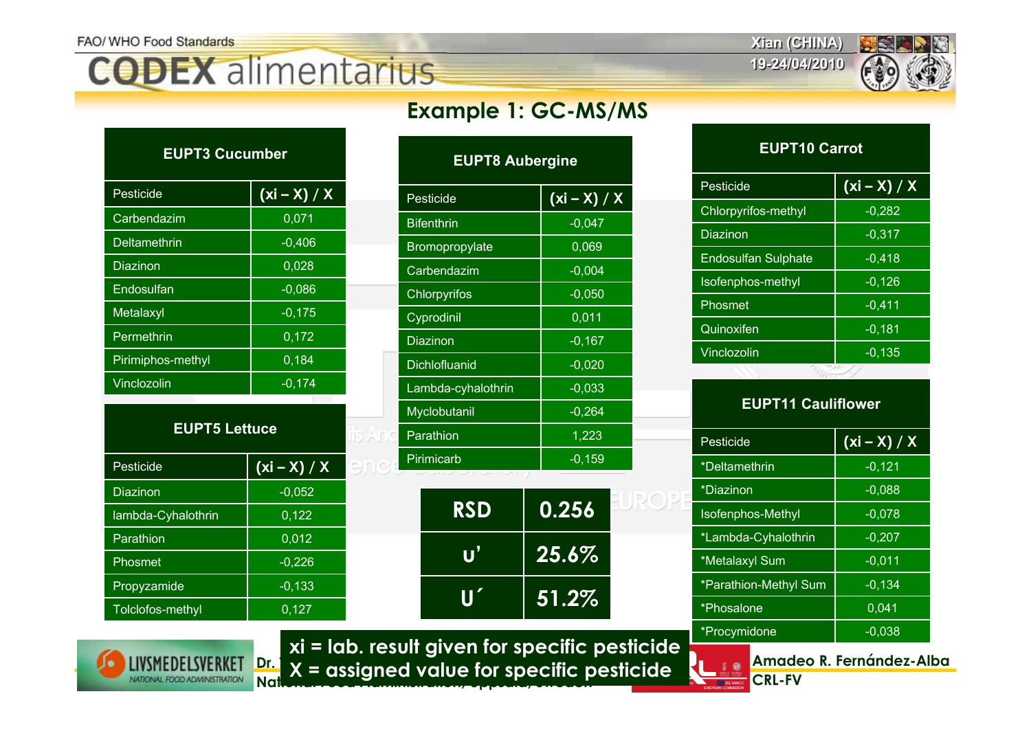## Example 1: GC-MS/MS

| EUPT3 Cucumber | |
|---|---|
| Pesticide | (xi – X) / X |
| Carbendazim | 0,071 |
| Deltamethrin | -0,406 |
| Diazinon | 0,028 |
| Endosulfan | -0,086 |
| Metalaxyl | -0,175 |
| Permethrin | 0,172 |
| Pirimiphos-methyl | 0,184 |
| Vinclozolin | -0,174 |

| EUPT5 Lettuce | |
|---|---|
| Pesticide | (xi – X) / X |
| Diazinon | -0,052 |
| lambda-Cyhalothrin | 0,122 |
| Parathion | 0,012 |
| Phosmet | -0,226 |
| Propyzamide | -0,133 |
| Tolclofos-methyl | 0,127 |

| EUPT8 Aubergine | |
|---|---|
| Pesticide | (xi – X) / X |
| Bifenthrin | -0,047 |
| Bromopropylate | 0,069 |
| Carbendazim | -0,004 |
| Chlorpyrifos | -0,050 |
| Cyprodinil | 0,011 |
| Diazinon | -0,167 |
| Dichlofluanid | -0,020 |
| Lambda-cyhalothrin | -0,033 |
| Myclobutanil | -0,264 |
| Parathion | 1,223 |
| Pirimicarb | -0,159 |

| | |
|---|---|
| RSD | 0.256 |
| u' | 25.6% |
| U´ | 51.2% |

| EUPT10 Carrot | |
|---|---|
| Pesticide | (xi – X) / X |
| Chlorpyrifos-methyl | -0,282 |
| Diazinon | -0,317 |
| Endosulfan Sulphate | -0,418 |
| Isofenphos-methyl | -0,126 |
| Phosmet | -0,411 |
| Quinoxifen | -0,181 |
| Vinclozolin | -0,135 |

| EUPT11 Cauliflower | |
|---|---|
| Pesticide | (xi – X) / X |
| *Deltamethrin | -0,121 |
| *Diazinon | -0,088 |
| Isofenphos-Methyl | -0,078 |
| *Lambda-Cyhalothrin | -0,207 |
| *Metalaxyl Sum | -0,011 |
| *Parathion-Methyl Sum | -0,134 |
| *Phosalone | 0,041 |
| *Procymidone | -0,038 |

**xi = lab. result given for specific pesticide**
**X = assigned value for specific pesticide**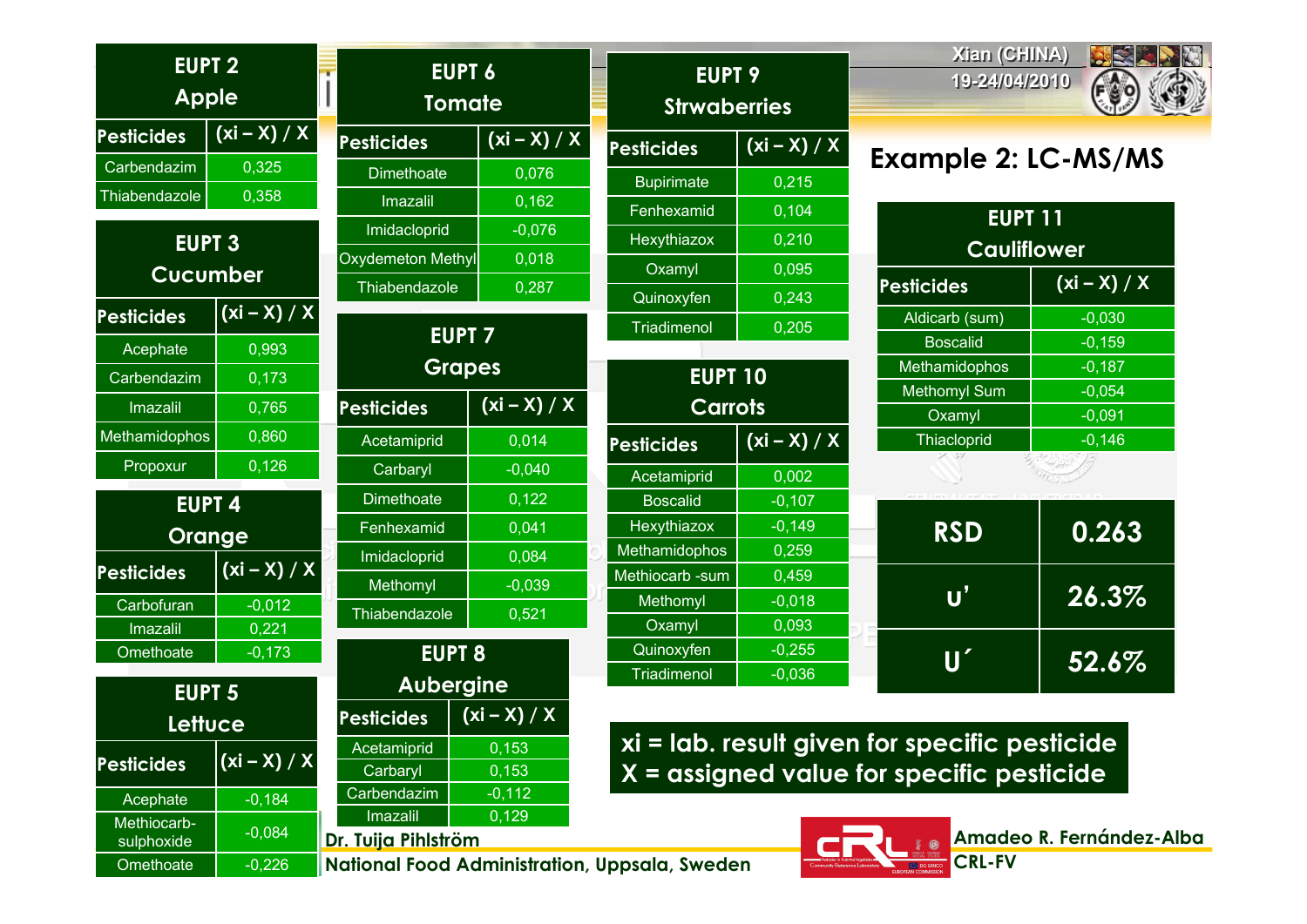## Example 2: LC-MS/MS

### EUPT 2 Apple

| Pesticides | (xi – X) / X |
|---|---|
| Carbendazim | 0,325 |
| Thiabendazole | 0,358 |

### EUPT 3 Cucumber

| Pesticides | (xi – X) / X |
|---|---|
| Acephate | 0,993 |
| Carbendazim | 0,173 |
| Imazalil | 0,765 |
| Methamidophos | 0,860 |
| Propoxur | 0,126 |

### EUPT 4 Orange

| Pesticides | (xi – X) / X |
|---|---|
| Carbofuran | -0,012 |
| Imazalil | 0,221 |
| Omethoate | -0,173 |

### EUPT 5 Lettuce

| Pesticides | (xi – X) / X |
|---|---|
| Acephate | -0,184 |
| Methiocarb-sulphoxide | -0,084 |
| Omethoate | -0,226 |

### EUPT 6 Tomate

| Pesticides | (xi – X) / X |
|---|---|
| Dimethoate | 0,076 |
| Imazalil | 0,162 |
| Imidacloprid | -0,076 |
| Oxydemeton Methyl | 0,018 |
| Thiabendazole | 0,287 |

### EUPT 7 Grapes

| Pesticides | (xi – X) / X |
|---|---|
| Acetamiprid | 0,014 |
| Carbaryl | -0,040 |
| Dimethoate | 0,122 |
| Fenhexamid | 0,041 |
| Imidacloprid | 0,084 |
| Methomyl | -0,039 |
| Thiabendazole | 0,521 |

### EUPT 8 Aubergine

| Pesticides | (xi – X) / X |
|---|---|
| Acetamiprid | 0,153 |
| Carbaryl | 0,153 |
| Carbendazim | -0,112 |
| Imazalil | 0,129 |

### EUPT 9 Strwaberries

| Pesticides | (xi – X) / X |
|---|---|
| Bupirimate | 0,215 |
| Fenhexamid | 0,104 |
| Hexythiazox | 0,210 |
| Oxamyl | 0,095 |
| Quinoxyfen | 0,243 |
| Triadimenol | 0,205 |

### EUPT 10 Carrots

| Pesticides | (xi – X) / X |
|---|---|
| Acetamiprid | 0,002 |
| Boscalid | -0,107 |
| Hexythiazox | -0,149 |
| Methamidophos | 0,259 |
| Methiocarb -sum | 0,459 |
| Methomyl | -0,018 |
| Oxamyl | 0,093 |
| Quinoxyfen | -0,255 |
| Triadimenol | -0,036 |

### EUPT 11 Cauliflower

| Pesticides | (xi – X) / X |
|---|---|
| Aldicarb (sum) | -0,030 |
| Boscalid | -0,159 |
| Methamidophos | -0,187 |
| Methomyl Sum | -0,054 |
| Oxamyl | -0,091 |
| Thiacloprid | -0,146 |

| | |
|---|---|
| RSD | 0.263 |
| u' | 26.3% |
| U´ | 52.6% |

xi = lab. result given for specific pesticide
X = assigned value for specific pesticide

Dr. Tuija Pihlström
National Food Administration, Uppsala, Sweden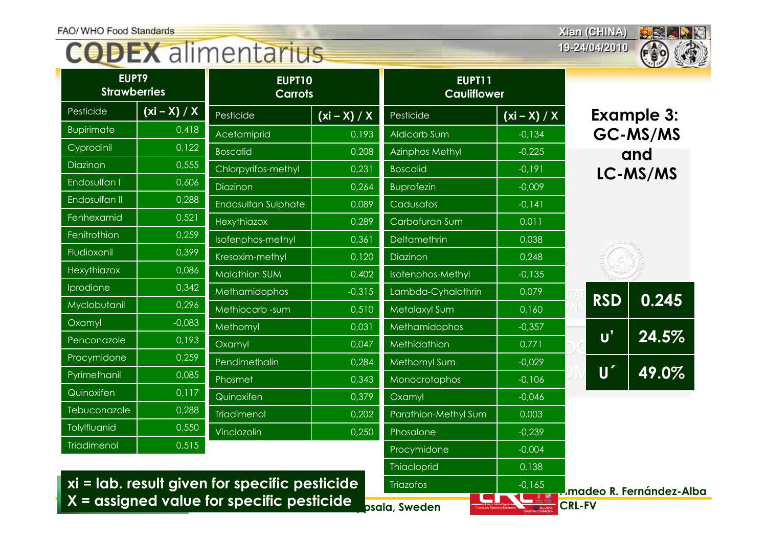## Example 3: GC-MS/MS and LC-MS/MS

| EUPT9 Strawberries | |
|---|---|
| Pesticide | (xi – X) / X |
| Bupirimate | 0,418 |
| Cyprodinil | 0,122 |
| Diazinon | 0,555 |
| Endosulfan I | 0,606 |
| Endosulfan II | 0,288 |
| Fenhexamid | 0,521 |
| Fenitrothion | 0,259 |
| Fludioxonil | 0,399 |
| Hexythiazox | 0,086 |
| Iprodione | 0,342 |
| Myclobutanil | 0,296 |
| Oxamyl | -0,083 |
| Penconazole | 0,193 |
| Procymidone | 0,259 |
| Pyrimethanil | 0,085 |
| Quinoxifen | 0,117 |
| Tebuconazole | 0,288 |
| Tolylfluanid | 0,550 |
| Triadimenol | 0,515 |

| EUPT10 Carrots | |
|---|---|
| Pesticide | (xi – X) / X |
| Acetamiprid | 0,193 |
| Boscalid | 0,208 |
| Chlorpyrifos-methyl | 0,231 |
| Diazinon | 0,264 |
| Endosulfan Sulphate | 0,089 |
| Hexythiazox | 0,289 |
| Isofenphos-methyl | 0,361 |
| Kresoxim-methyl | 0,120 |
| Malathion SUM | 0,402 |
| Methamidophos | -0,315 |
| Methiocarb -sum | 0,510 |
| Methomyl | 0,031 |
| Oxamyl | 0,047 |
| Pendimethalin | 0,284 |
| Phosmet | 0,343 |
| Quinoxifen | 0,379 |
| Triadimenol | 0,202 |
| Vinclozolin | 0,250 |

| EUPT11 Cauliflower | |
|---|---|
| Pesticide | (xi – X) / X |
| Aldicarb Sum | -0,134 |
| Azinphos Methyl | -0,225 |
| Boscalid | -0,191 |
| Buprofezin | -0,009 |
| Cadusafos | -0,141 |
| Carbofuran Sum | 0,011 |
| Deltamethrin | 0,038 |
| Diazinon | 0,248 |
| Isofenphos-Methyl | -0,135 |
| Lambda-Cyhalothrin | 0,079 |
| Metalaxyl Sum | 0,160 |
| Methamidophos | -0,357 |
| Methidathion | 0,771 |
| Methomyl Sum | -0,029 |
| Monocrotophos | -0,106 |
| Oxamyl | -0,046 |
| Parathion-Methyl Sum | 0,003 |
| Phosalone | -0,239 |
| Procymidone | -0,004 |
| Thiacloprid | 0,138 |
| Triazofos | -0,165 |

| | |
|---|---|
| RSD | 0.245 |
| u’ | 24.5% |
| U´ | 49.0% |

**xi = lab. result given for specific pesticide**
**X = assigned value for specific pesticide**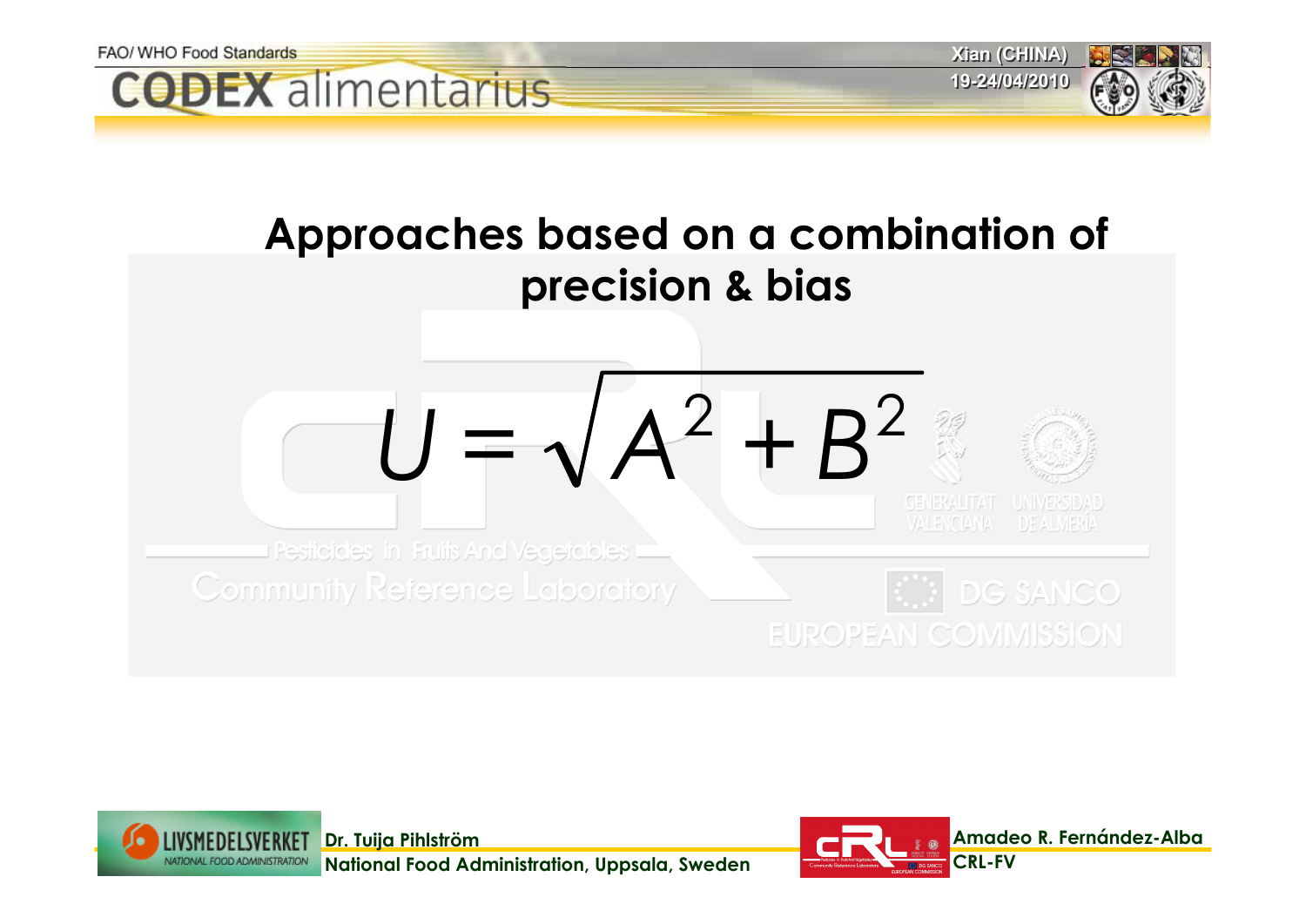# Approaches based on a combination of precision & bias

$$U = \sqrt{A^2 + B^2}$$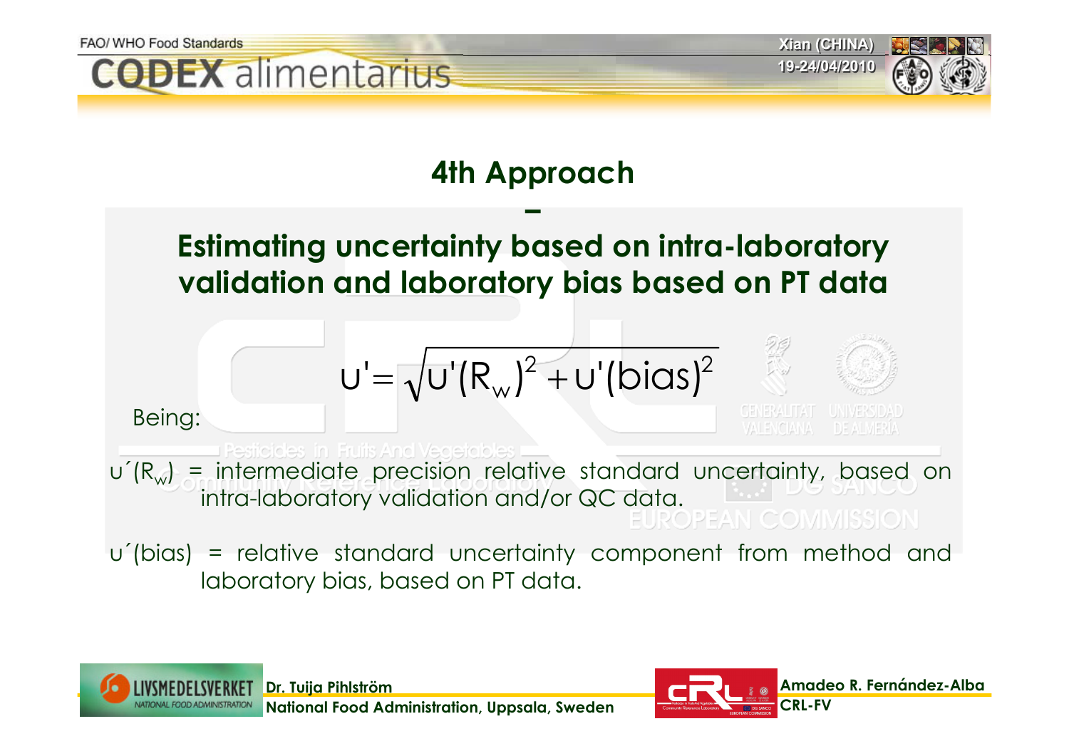# 4th Approach

–

## Estimating uncertainty based on intra-laboratory validation and laboratory bias based on PT data

$$u' = \sqrt{u'(R_w)^2 + u'(bias)^2}$$

Being:

$u'(R_w)$ = intermediate precision relative standard uncertainty, based on intra-laboratory validation and/or QC data.

$u'(bias)$ = relative standard uncertainty component from method and laboratory bias, based on PT data.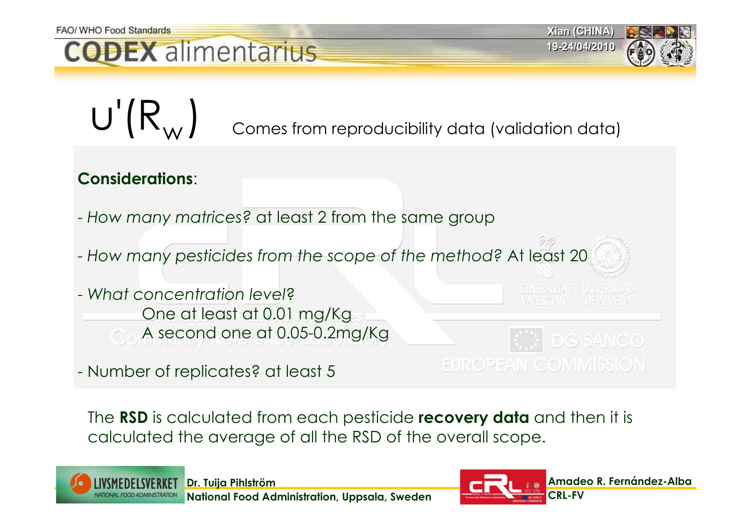# $u'(R_w)$ Comes from reproducibility data (validation data)

**Considerations**:

- *How many matrices?* at least 2 from the same group
- *How many pesticides from the scope of the method?* At least 20
- *What concentration level?*
  - One at least at 0.01 mg/Kg
  - A second one at 0.05-0.2mg/Kg
- Number of replicates? at least 5

The **RSD** is calculated from each pesticide **recovery data** and then it is calculated the average of all the RSD of the overall scope.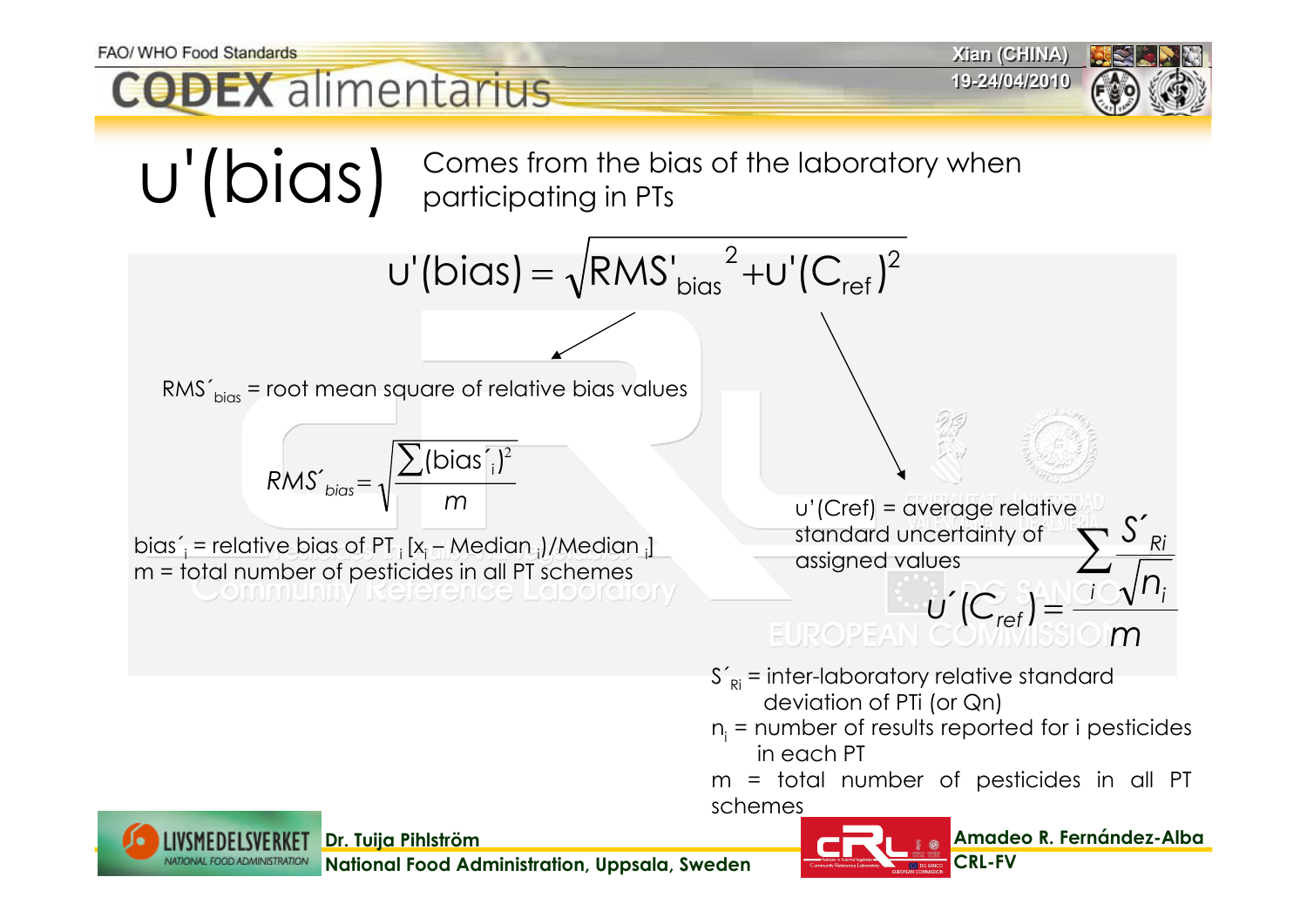# u'(bias)

Comes from the bias of the laboratory when participating in PTs

$$u'(bias) = \sqrt{RMS'_{bias}{}^2 + u'(C_{ref})^2}$$

RMS´$_{bias}$ = root mean square of relative bias values

$$RMS'_{bias} = \sqrt{\frac{\sum (bias'_i)^2}{m}}$$

bias´$_i$ = relative bias of PT $_i$ [$x_i$ – Median $_i$)/Median $_i$]

m = total number of pesticides in all PT schemes

u'(Cref) = average relative standard uncertainty of assigned values

$$u'(C_{ref}) = \frac{\sum_i \frac{S'_{Ri}}{\sqrt{n_i}}}{m}$$

S´$_{Ri}$ = inter-laboratory relative standard deviation of PTi (or Qn)

$n_i$ = number of results reported for i pesticides in each PT

m = total number of pesticides in all PT schemes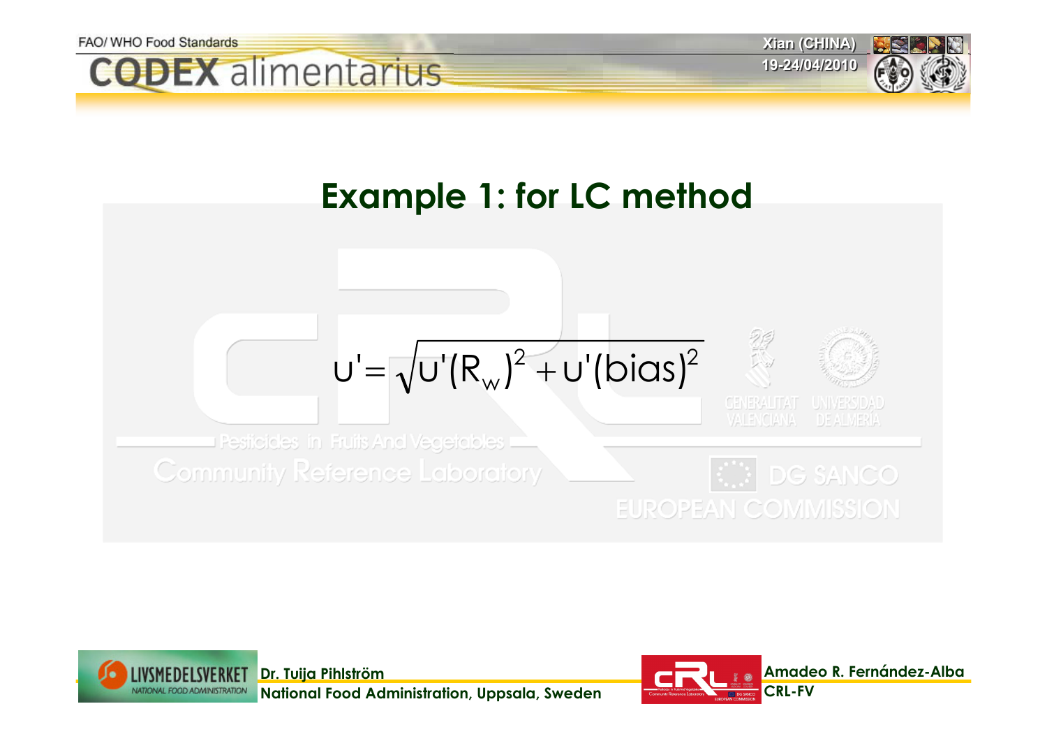# Example 1: for LC method

$$u' = \sqrt{u'(R_w)^2 + u'(bias)^2}$$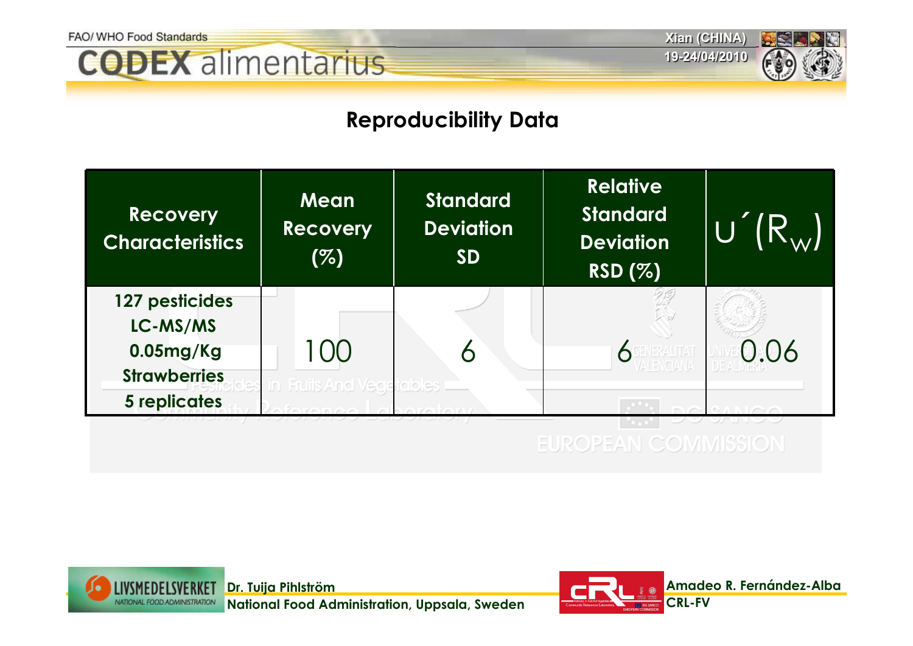## Reproducibility Data

| Recovery Characteristics | Mean Recovery (%) | Standard Deviation SD | Relative Standard Deviation RSD (%) | $u'(R_W)$ |
|---|---|---|---|---|
| 127 pesticides LC-MS/MS 0.05mg/Kg Strawberries 5 replicates | 100 | 6 | 6 | 0.06 |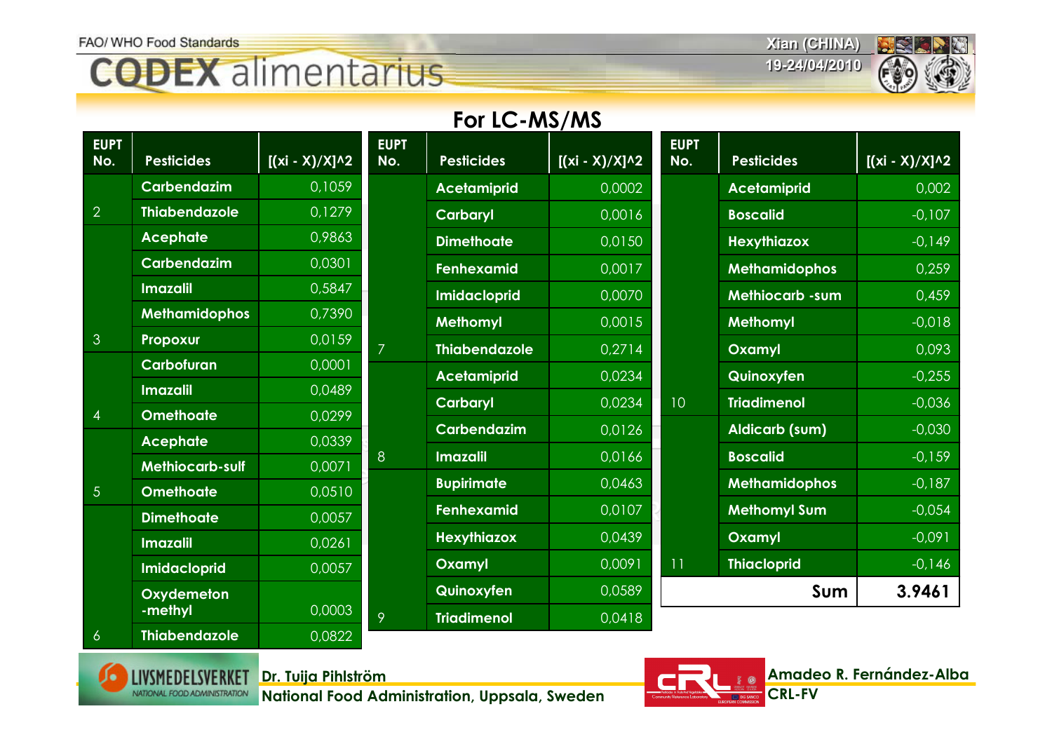## For LC-MS/MS

| EUPT No. | Pesticides | [(xi - X)/X]^2 |
|---|---|---|
| | Carbendazim | 0,1059 |
| 2 | Thiabendazole | 0,1279 |
| | Acephate | 0,9863 |
| | Carbendazim | 0,0301 |
| | Imazalil | 0,5847 |
| | Methamidophos | 0,7390 |
| 3 | Propoxur | 0,0159 |
| | Carbofuran | 0,0001 |
| | Imazalil | 0,0489 |
| 4 | Omethoate | 0,0299 |
| | Acephate | 0,0339 |
| | Methiocarb-sulf | 0,0071 |
| 5 | Omethoate | 0,0510 |
| | Dimethoate | 0,0057 |
| | Imazalil | 0,0261 |
| | Imidacloprid | 0,0057 |
| | Oxydemeton -methyl | 0,0003 |
| 6 | Thiabendazole | 0,0822 |
| | Acetamiprid | 0,0002 |
| | Carbaryl | 0,0016 |
| | Dimethoate | 0,0150 |
| | Fenhexamid | 0,0017 |
| | Imidacloprid | 0,0070 |
| | Methomyl | 0,0015 |
| 7 | Thiabendazole | 0,2714 |
| | Acetamiprid | 0,0234 |
| | Carbaryl | 0,0234 |
| | Carbendazim | 0,0126 |
| 8 | Imazalil | 0,0166 |
| | Bupirimate | 0,0463 |
| | Fenhexamid | 0,0107 |
| | Hexythiazox | 0,0439 |
| | Oxamyl | 0,0091 |
| | Quinoxyfen | 0,0589 |
| 9 | Triadimenol | 0,0418 |
| | Acetamiprid | 0,002 |
| | Boscalid | -0,107 |
| | Hexythiazox | -0,149 |
| | Methamidophos | 0,259 |
| | Methiocarb -sum | 0,459 |
| | Methomyl | -0,018 |
| | Oxamyl | 0,093 |
| | Quinoxyfen | -0,255 |
| 10 | Triadimenol | -0,036 |
| | Aldicarb (sum) | -0,030 |
| | Boscalid | -0,159 |
| | Methamidophos | -0,187 |
| | Methomyl Sum | -0,054 |
| | Oxamyl | -0,091 |
| 11 | Thiacloprid | -0,146 |
| | **Sum** | **3.9461** |

Dr. Tuija Pihlström
National Food Administration, Uppsala, Sweden

Amadeo R. Fernández-Alba
CRL-FV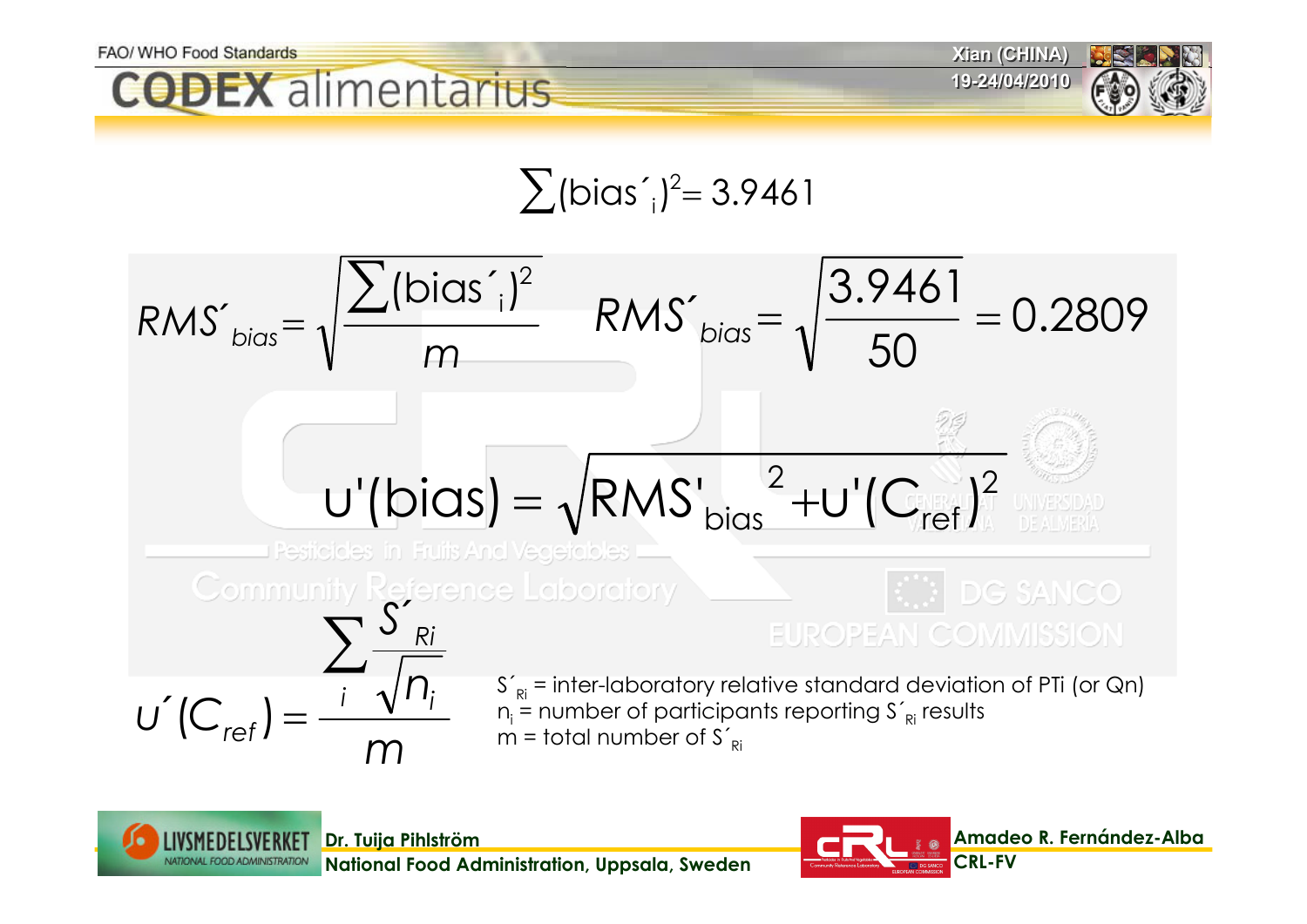$$\sum(\text{bias}'_i)^2 = 3.9461$$

$$RMS'_{bias} = \sqrt{\frac{\sum(\text{bias}'_i)^2}{m}} \qquad RMS'_{bias} = \sqrt{\frac{3.9461}{50}} = 0.2809$$

$$u'(\text{bias}) = \sqrt{RMS'^{\,2}_{bias} + u'(C_{ref})^2}$$

$$u'(C_{ref}) = \frac{\sum_i \frac{S'_{Ri}}{\sqrt{n_i}}}{m}$$

$S'_{Ri}$ = inter-laboratory relative standard deviation of PTi (or Qn)
$n_i$ = number of participants reporting $S'_{Ri}$ results
m = total number of $S'_{Ri}$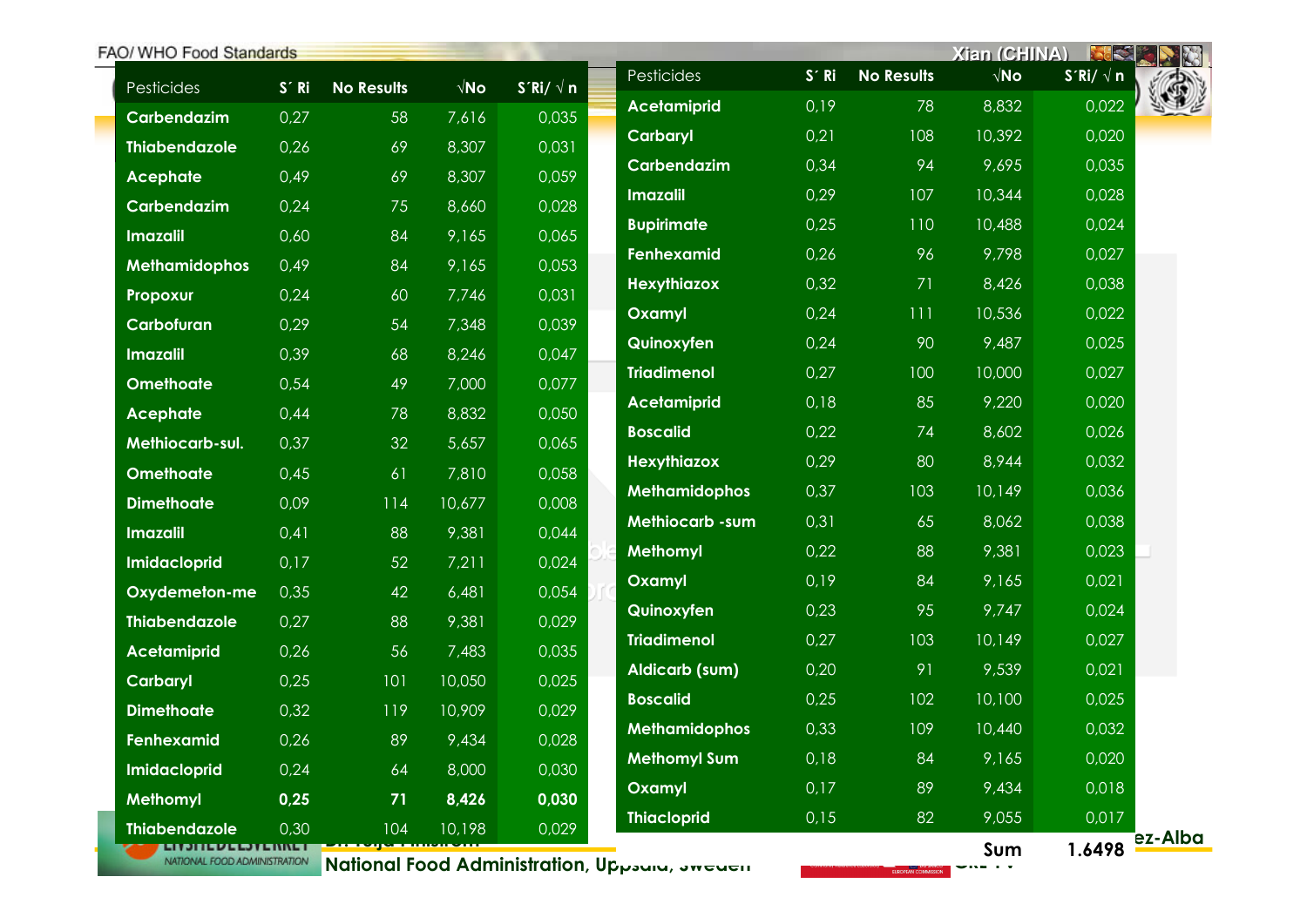FAO/ WHO Food Standards

| Pesticides | S´ Ri | No Results | √No | S´Ri/ √ n |
|---|---|---|---|---|
| Carbendazim | 0,27 | 58 | 7,616 | 0,035 |
| Thiabendazole | 0,26 | 69 | 8,307 | 0,031 |
| Acephate | 0,49 | 69 | 8,307 | 0,059 |
| Carbendazim | 0,24 | 75 | 8,660 | 0,028 |
| Imazalil | 0,60 | 84 | 9,165 | 0,065 |
| Methamidophos | 0,49 | 84 | 9,165 | 0,053 |
| Propoxur | 0,24 | 60 | 7,746 | 0,031 |
| Carbofuran | 0,29 | 54 | 7,348 | 0,039 |
| Imazalil | 0,39 | 68 | 8,246 | 0,047 |
| Omethoate | 0,54 | 49 | 7,000 | 0,077 |
| Acephate | 0,44 | 78 | 8,832 | 0,050 |
| Methiocarb-sul. | 0,37 | 32 | 5,657 | 0,065 |
| Omethoate | 0,45 | 61 | 7,810 | 0,058 |
| Dimethoate | 0,09 | 114 | 10,677 | 0,008 |
| Imazalil | 0,41 | 88 | 9,381 | 0,044 |
| Imidacloprid | 0,17 | 52 | 7,211 | 0,024 |
| Oxydemeton-me | 0,35 | 42 | 6,481 | 0,054 |
| Thiabendazole | 0,27 | 88 | 9,381 | 0,029 |
| Acetamiprid | 0,26 | 56 | 7,483 | 0,035 |
| Carbaryl | 0,25 | 101 | 10,050 | 0,025 |
| Dimethoate | 0,32 | 119 | 10,909 | 0,029 |
| Fenhexamid | 0,26 | 89 | 9,434 | 0,028 |
| Imidacloprid | 0,24 | 64 | 8,000 | 0,030 |
| Methomyl | **0,25** | **71** | **8,426** | **0,030** |
| Thiabendazole | 0,30 | 104 | 10,198 | 0,029 |

Xian (CHINA)

| Pesticides | S´ Ri | No Results | √No | S´Ri/ √ n |
|---|---|---|---|---|
| Acetamiprid | 0,19 | 78 | 8,832 | 0,022 |
| Carbaryl | 0,21 | 108 | 10,392 | 0,020 |
| Carbendazim | 0,34 | 94 | 9,695 | 0,035 |
| Imazalil | 0,29 | 107 | 10,344 | 0,028 |
| Bupirimate | 0,25 | 110 | 10,488 | 0,024 |
| Fenhexamid | 0,26 | 96 | 9,798 | 0,027 |
| Hexythiazox | 0,32 | 71 | 8,426 | 0,038 |
| Oxamyl | 0,24 | 111 | 10,536 | 0,022 |
| Quinoxyfen | 0,24 | 90 | 9,487 | 0,025 |
| Triadimenol | 0,27 | 100 | 10,000 | 0,027 |
| Acetamiprid | 0,18 | 85 | 9,220 | 0,020 |
| Boscalid | 0,22 | 74 | 8,602 | 0,026 |
| Hexythiazox | 0,29 | 80 | 8,944 | 0,032 |
| Methamidophos | 0,37 | 103 | 10,149 | 0,036 |
| Methiocarb -sum | 0,31 | 65 | 8,062 | 0,038 |
| Methomyl | 0,22 | 88 | 9,381 | 0,023 |
| Oxamyl | 0,19 | 84 | 9,165 | 0,021 |
| Quinoxyfen | 0,23 | 95 | 9,747 | 0,024 |
| Triadimenol | 0,27 | 103 | 10,149 | 0,027 |
| Aldicarb (sum) | 0,20 | 91 | 9,539 | 0,021 |
| Boscalid | 0,25 | 102 | 10,100 | 0,025 |
| Methamidophos | 0,33 | 109 | 10,440 | 0,032 |
| Methomyl Sum | 0,18 | 84 | 9,165 | 0,020 |
| Oxamyl | 0,17 | 89 | 9,434 | 0,018 |
| Thiacloprid | 0,15 | 82 | 9,055 | 0,017 |
| | | | **Sum** | **1.6498** |

National Food Administration, Uppsala, Sweden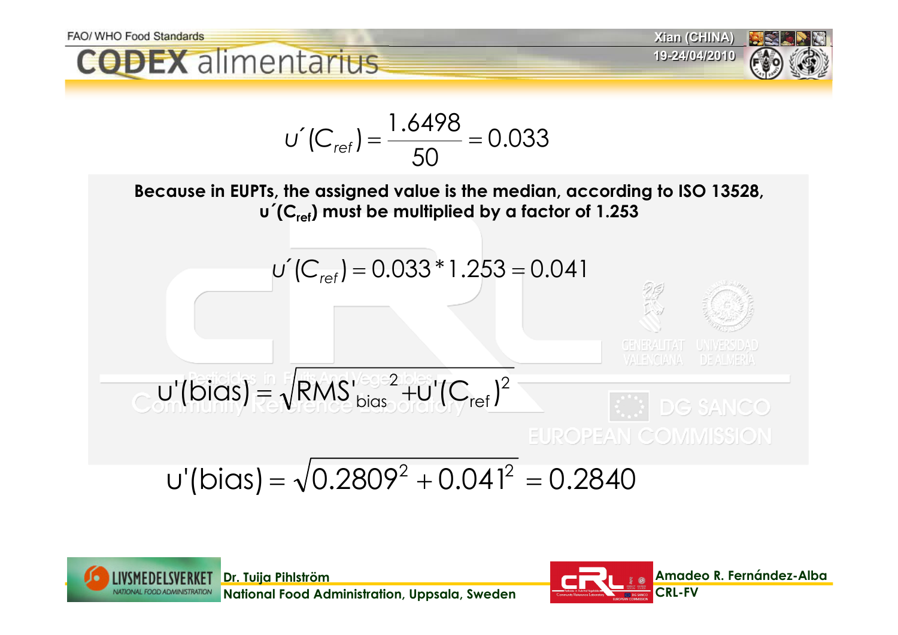$$u'(C_{ref}) = \frac{1.6498}{50} = 0.033$$

**Because in EUPTs, the assigned value is the median, according to ISO 13528, $u'(C_{ref})$ must be multiplied by a factor of 1.253**

$$u'(C_{ref}) = 0.033 * 1.253 = 0.041$$

$$u'(bias) = \sqrt{RMS'_{bias}{}^{2} + u'(C_{ref})^{2}}$$

$$u'(bias) = \sqrt{0.2809^{2} + 0.041^{2}} = 0.2840$$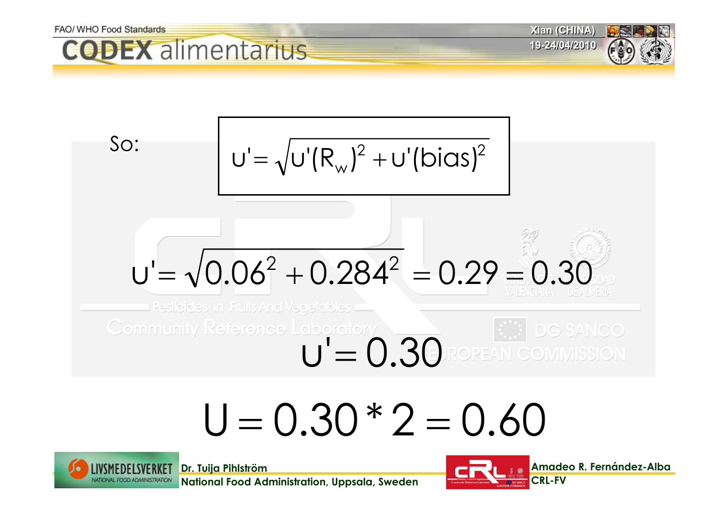So:

$$u' = \sqrt{u'(R_w)^2 + u'(bias)^2}$$

$$u' = \sqrt{0.06^2 + 0.284^2} = 0.29 = 0.30$$

$$u' = 0.30$$

$$U = 0.30 * 2 = 0.60$$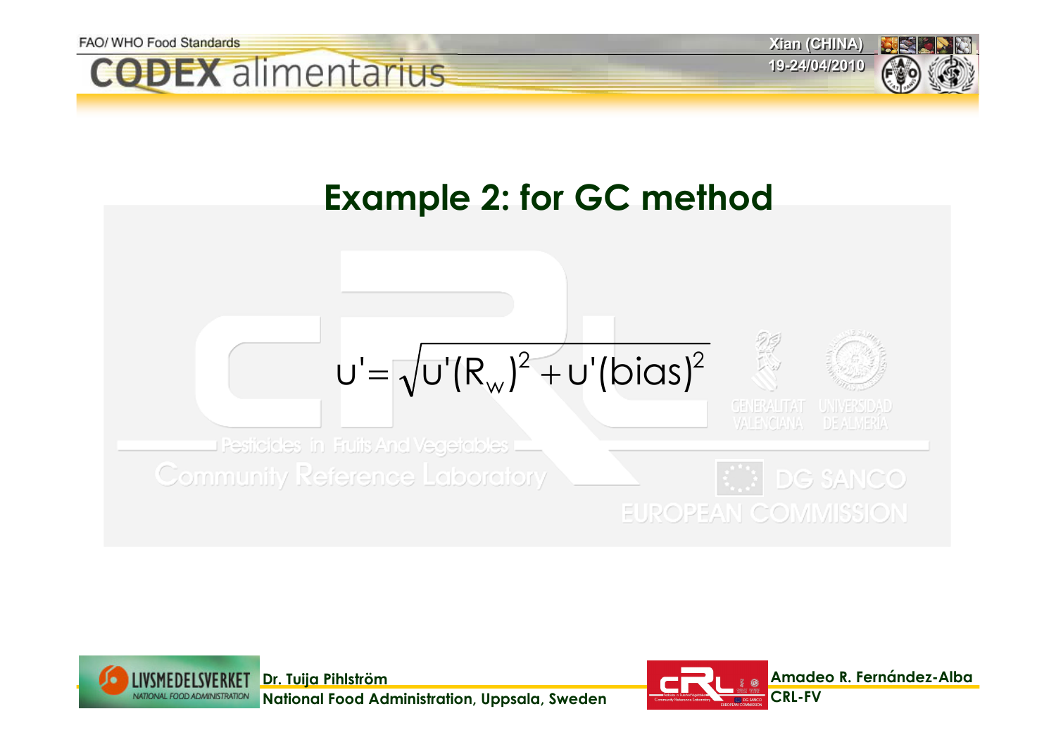# Example 2: for GC method

$$u' = \sqrt{u'(R_w)^2 + u'(bias)^2}$$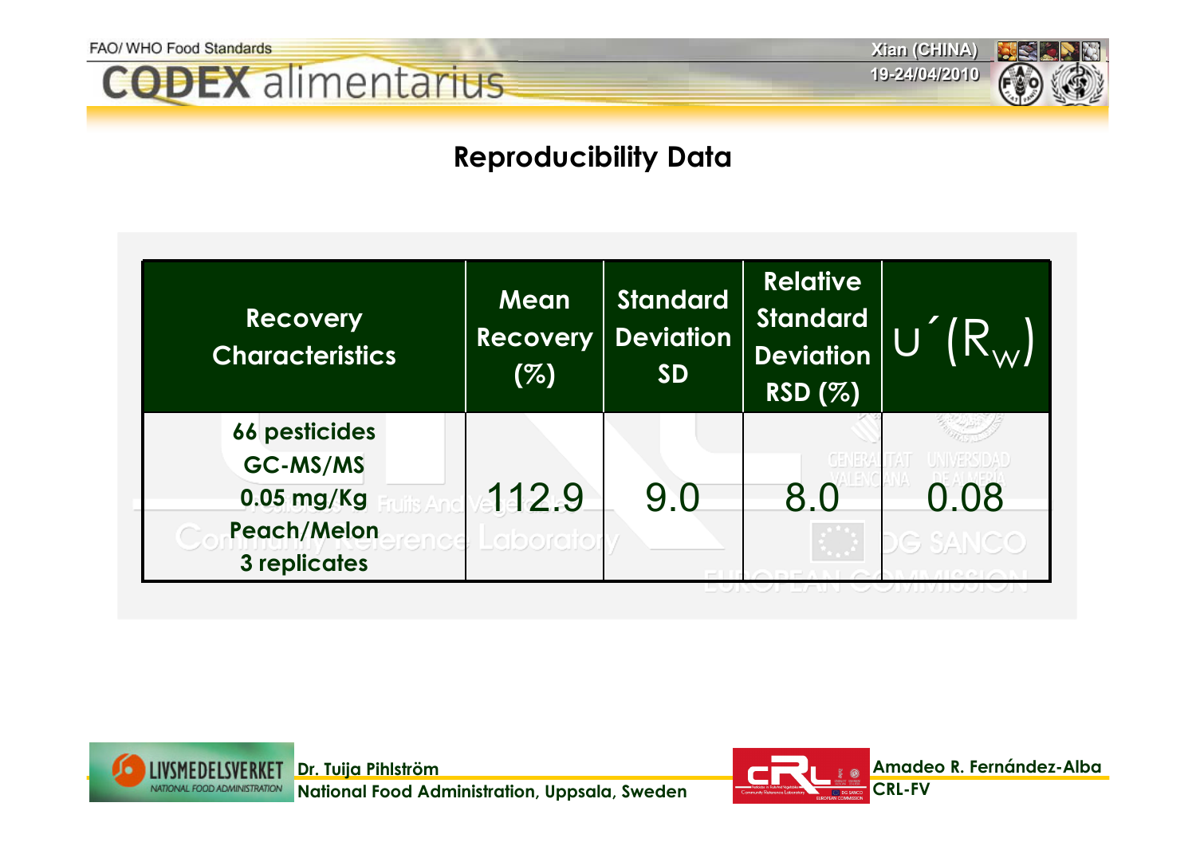## Reproducibility Data

| Recovery Characteristics | Mean Recovery (%) | Standard Deviation SD | Relative Standard Deviation RSD (%) | $u'(R_W)$ |
|---|---|---|---|---|
| 66 pesticides GC-MS/MS 0.05 mg/Kg Peach/Melon 3 replicates | 112.9 | 9.0 | 8.0 | 0.08 |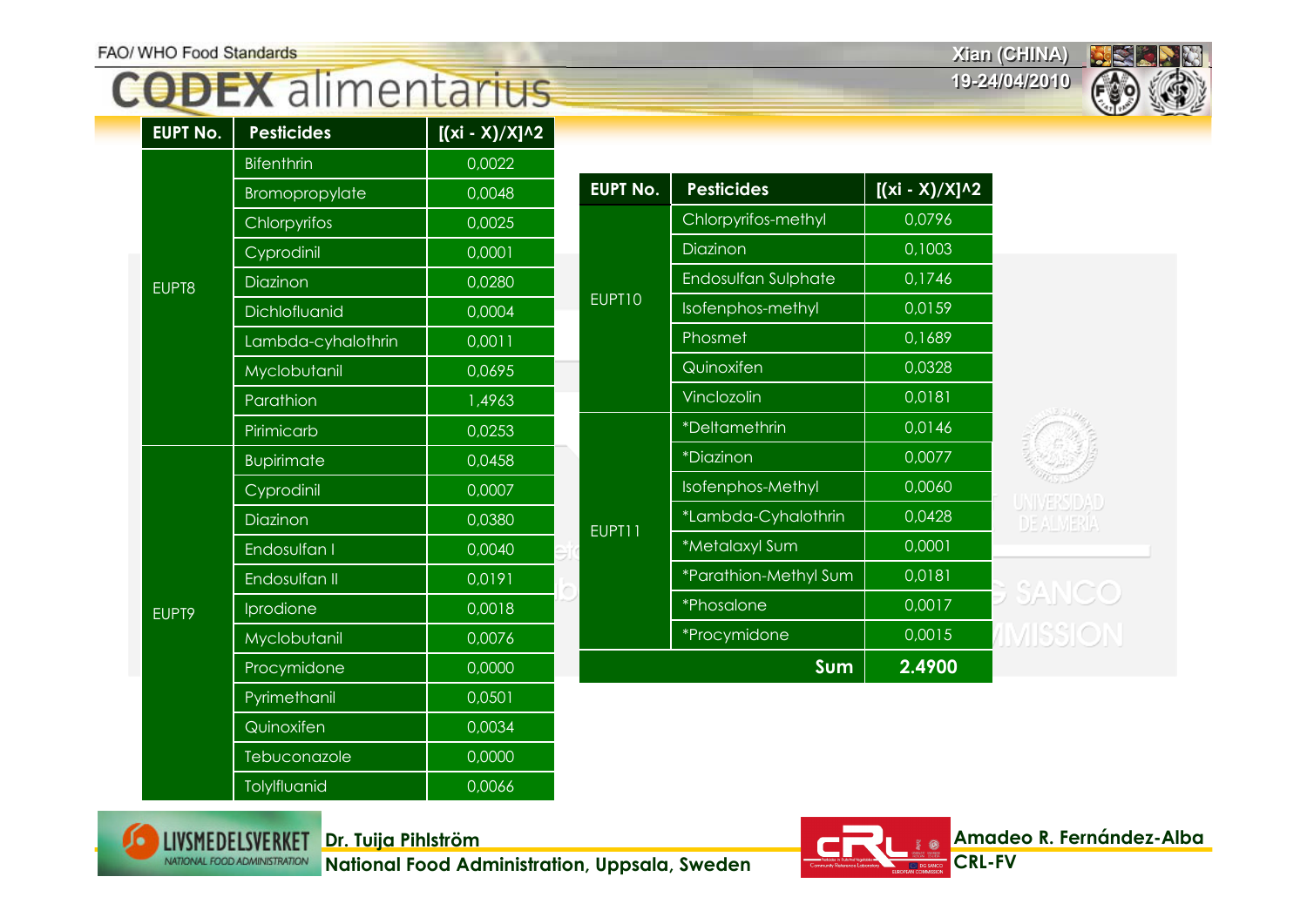| EUPT No. | Pesticides | [(xi - X)/X]^2 |
|---|---|---|
| EUPT8 | Bifenthrin | 0,0022 |
| | Bromopropylate | 0,0048 |
| | Chlorpyrifos | 0,0025 |
| | Cyprodinil | 0,0001 |
| | Diazinon | 0,0280 |
| | Dichlofluanid | 0,0004 |
| | Lambda-cyhalothrin | 0,0011 |
| | Myclobutanil | 0,0695 |
| | Parathion | 1,4963 |
| | Pirimicarb | 0,0253 |
| EUPT9 | Bupirimate | 0,0458 |
| | Cyprodinil | 0,0007 |
| | Diazinon | 0,0380 |
| | Endosulfan I | 0,0040 |
| | Endosulfan II | 0,0191 |
| | Iprodione | 0,0018 |
| | Myclobutanil | 0,0076 |
| | Procymidone | 0,0000 |
| | Pyrimethanil | 0,0501 |
| | Quinoxifen | 0,0034 |
| | Tebuconazole | 0,0000 |
| | Tolylfluanid | 0,0066 |

| EUPT No. | Pesticides | [(xi - X)/X]^2 |
|---|---|---|
| EUPT10 | Chlorpyrifos-methyl | 0,0796 |
| | Diazinon | 0,1003 |
| | Endosulfan Sulphate | 0,1746 |
| | Isofenphos-methyl | 0,0159 |
| | Phosmet | 0,1689 |
| | Quinoxifen | 0,0328 |
| | Vinclozolin | 0,0181 |
| EUPT11 | *Deltamethrin | 0,0146 |
| | *Diazinon | 0,0077 |
| | Isofenphos-Methyl | 0,0060 |
| | *Lambda-Cyhalothrin | 0,0428 |
| | *Metalaxyl Sum | 0,0001 |
| | *Parathion-Methyl Sum | 0,0181 |
| | *Phosalone | 0,0017 |
| | *Procymidone | 0,0015 |
| | **Sum** | **2.4900** |

Dr. Tuija Pihlström
National Food Administration, Uppsala, Sweden

Amadeo R. Fernández-Alba
CRL-FV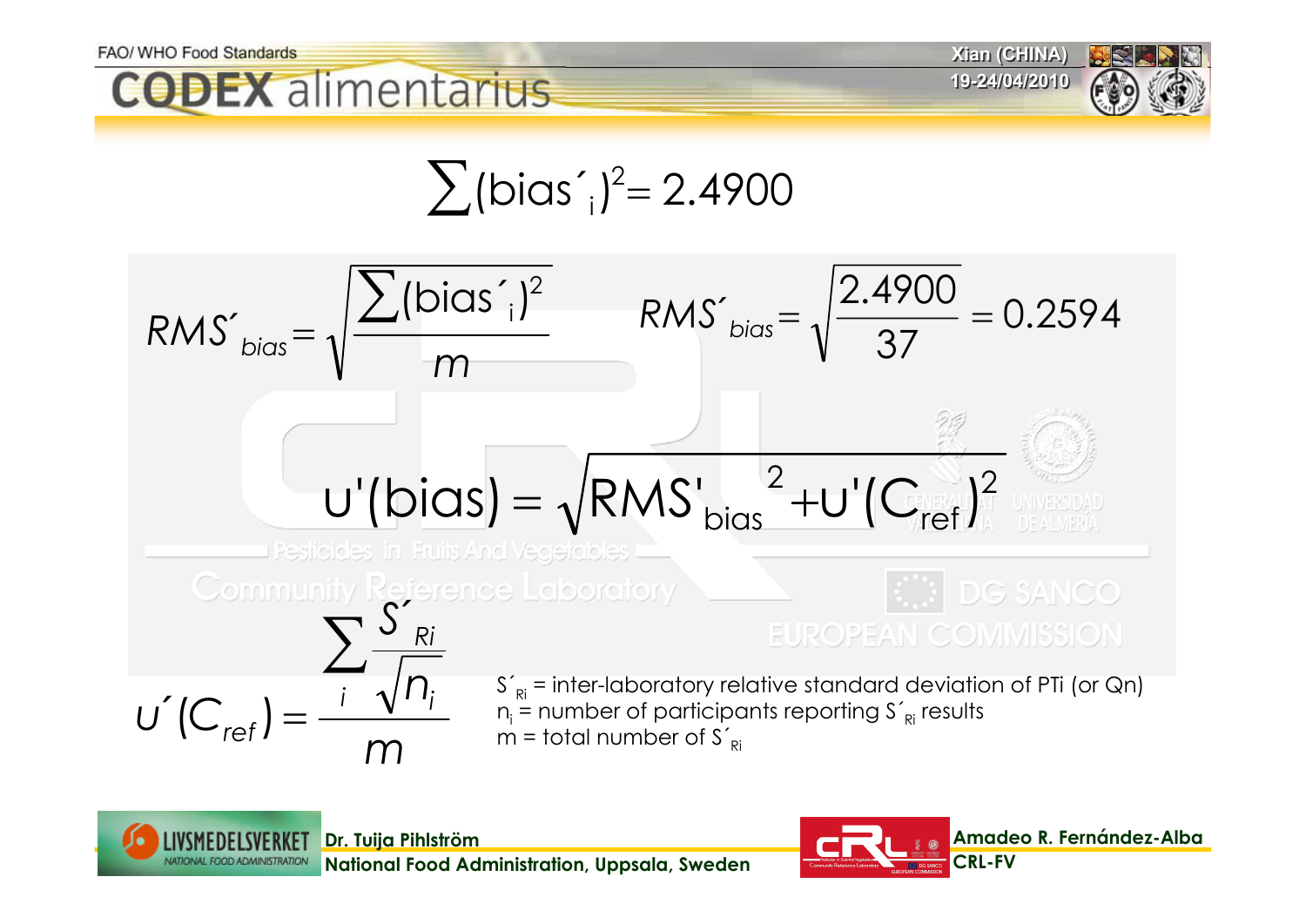$$\sum(\text{bias}'_i)^2 = 2.4900$$

$$RMS'_{bias} = \sqrt{\frac{\sum(\text{bias}'_i)^2}{m}} \qquad RMS'_{bias} = \sqrt{\frac{2.4900}{37}} = 0.2594$$

$$u'(\text{bias}) = \sqrt{RMS'^{\,2}_{bias} + u'(C_{ref})^2}$$

$$u'(C_{ref}) = \frac{\sum_i \frac{S'_{Ri}}{\sqrt{n_i}}}{m}$$

$S'_{Ri}$ = inter-laboratory relative standard deviation of PTi (or Qn)
$n_i$ = number of participants reporting $S'_{Ri}$ results
m = total number of $S'_{Ri}$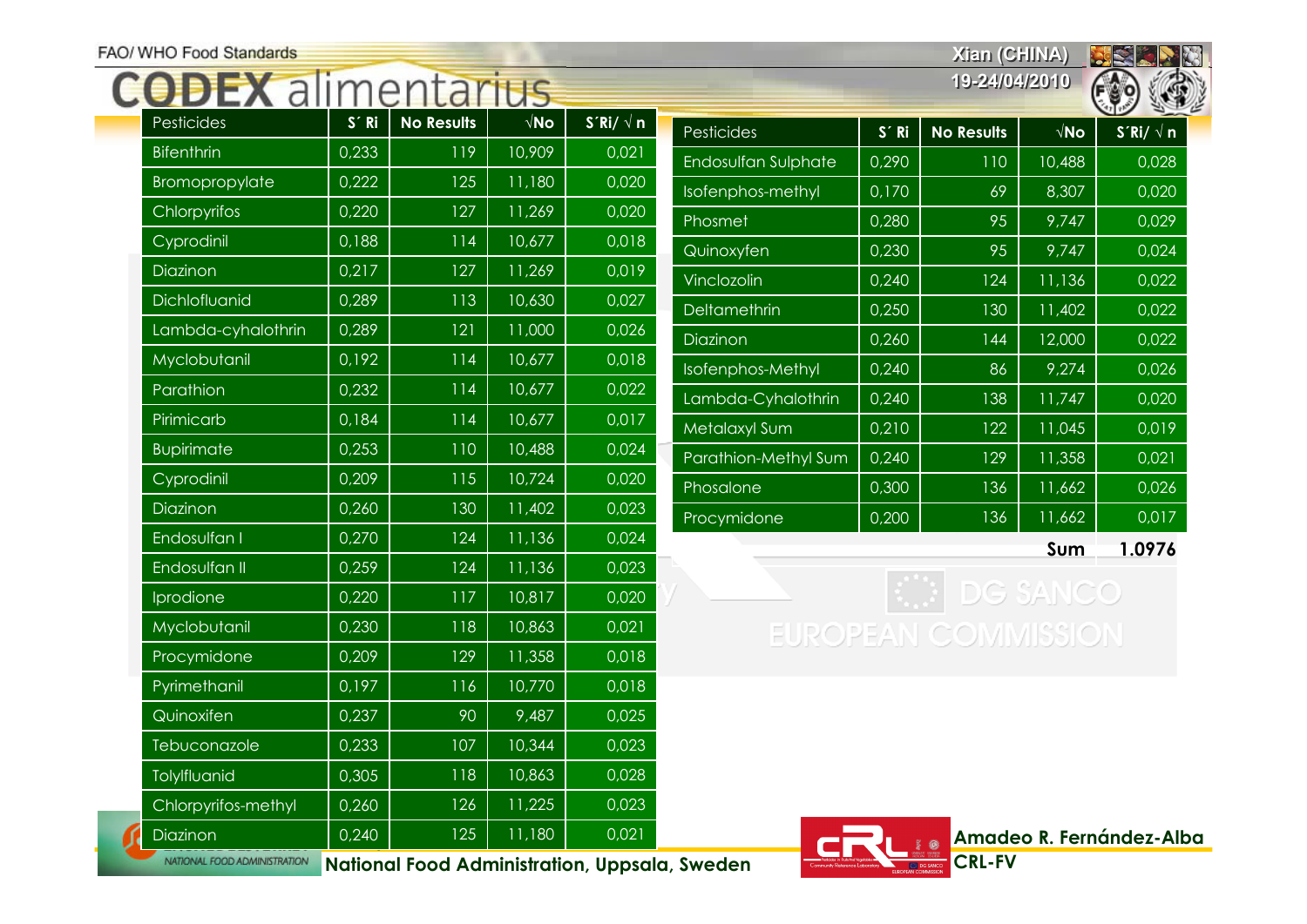| Pesticides | S´ Ri | No Results | √No | S´Ri/ √ n |
|---|---|---|---|---|
| Bifenthrin | 0,233 | 119 | 10,909 | 0,021 |
| Bromopropylate | 0,222 | 125 | 11,180 | 0,020 |
| Chlorpyrifos | 0,220 | 127 | 11,269 | 0,020 |
| Cyprodinil | 0,188 | 114 | 10,677 | 0,018 |
| Diazinon | 0,217 | 127 | 11,269 | 0,019 |
| Dichlofluanid | 0,289 | 113 | 10,630 | 0,027 |
| Lambda-cyhalothrin | 0,289 | 121 | 11,000 | 0,026 |
| Myclobutanil | 0,192 | 114 | 10,677 | 0,018 |
| Parathion | 0,232 | 114 | 10,677 | 0,022 |
| Pirimicarb | 0,184 | 114 | 10,677 | 0,017 |
| Bupirimate | 0,253 | 110 | 10,488 | 0,024 |
| Cyprodinil | 0,209 | 115 | 10,724 | 0,020 |
| Diazinon | 0,260 | 130 | 11,402 | 0,023 |
| Endosulfan I | 0,270 | 124 | 11,136 | 0,024 |
| Endosulfan II | 0,259 | 124 | 11,136 | 0,023 |
| Iprodione | 0,220 | 117 | 10,817 | 0,020 |
| Myclobutanil | 0,230 | 118 | 10,863 | 0,021 |
| Procymidone | 0,209 | 129 | 11,358 | 0,018 |
| Pyrimethanil | 0,197 | 116 | 10,770 | 0,018 |
| Quinoxifen | 0,237 | 90 | 9,487 | 0,025 |
| Tebuconazole | 0,233 | 107 | 10,344 | 0,023 |
| Tolylfluanid | 0,305 | 118 | 10,863 | 0,028 |
| Chlorpyrifos-methyl | 0,260 | 126 | 11,225 | 0,023 |
| Diazinon | 0,240 | 125 | 11,180 | 0,021 |

| Pesticides | S´ Ri | No Results | √No | S´Ri/ √ n |
|---|---|---|---|---|
| Endosulfan Sulphate | 0,290 | 110 | 10,488 | 0,028 |
| Isofenphos-methyl | 0,170 | 69 | 8,307 | 0,020 |
| Phosmet | 0,280 | 95 | 9,747 | 0,029 |
| Quinoxyfen | 0,230 | 95 | 9,747 | 0,024 |
| Vinclozolin | 0,240 | 124 | 11,136 | 0,022 |
| Deltamethrin | 0,250 | 130 | 11,402 | 0,022 |
| Diazinon | 0,260 | 144 | 12,000 | 0,022 |
| Isofenphos-Methyl | 0,240 | 86 | 9,274 | 0,026 |
| Lambda-Cyhalothrin | 0,240 | 138 | 11,747 | 0,020 |
| Metalaxyl Sum | 0,210 | 122 | 11,045 | 0,019 |
| Parathion-Methyl Sum | 0,240 | 129 | 11,358 | 0,021 |
| Phosalone | 0,300 | 136 | 11,662 | 0,026 |
| Procymidone | 0,200 | 136 | 11,662 | 0,017 |
| | | | **Sum** | **1.0976** |

National Food Administration, Uppsala, Sweden

Amadeo R. Fernández-Alba
CRL-FV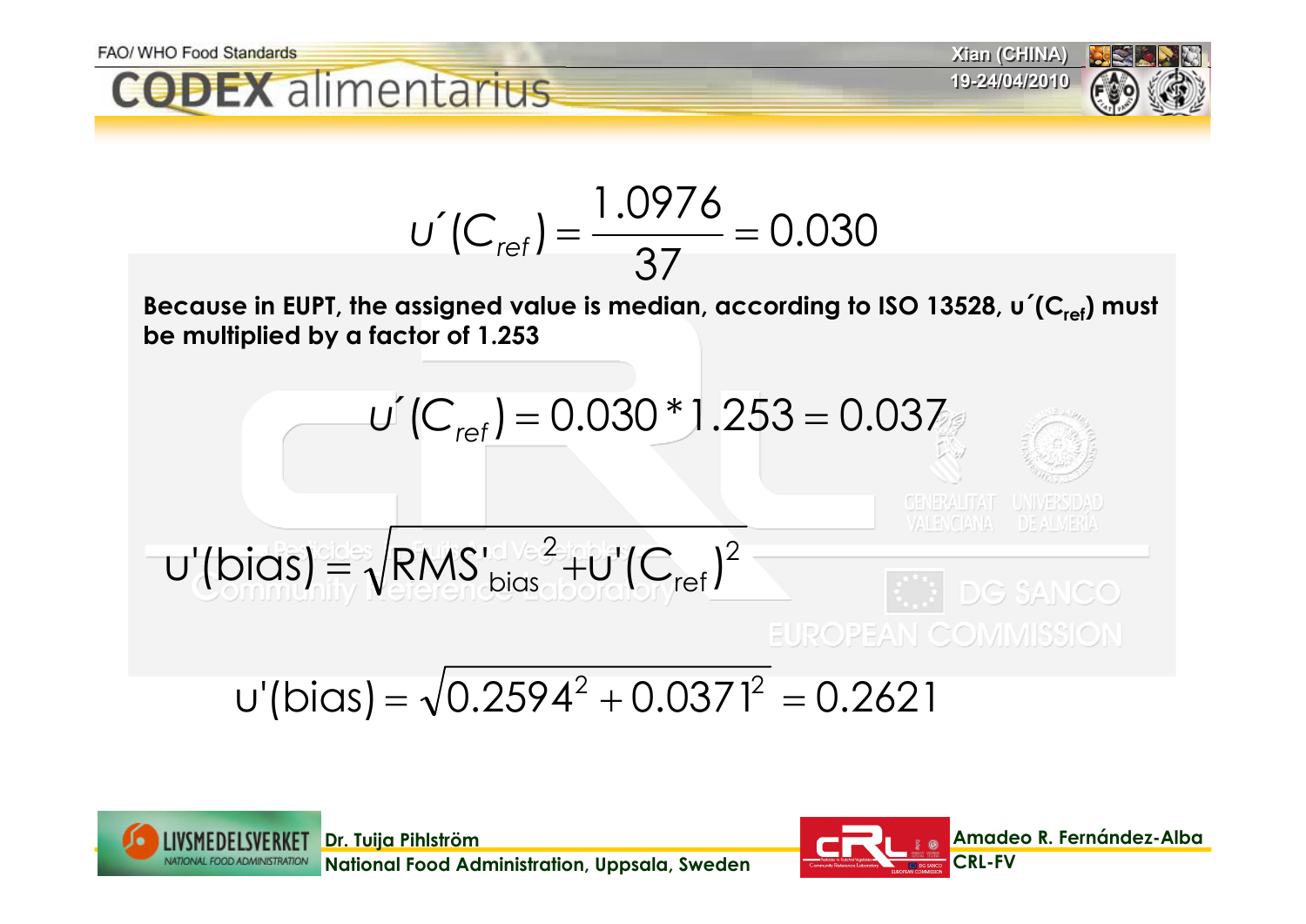$$u'(C_{ref}) = \frac{1.0976}{37} = 0.030$$

**Because in EUPT, the assigned value is median, according to ISO 13528, $u'(C_{ref})$ must be multiplied by a factor of 1.253**

$$u'(C_{ref}) = 0.030 * 1.253 = 0.037$$

$$u'(bias) = \sqrt{RMS'^{2}_{bias} + u'(C_{ref})^2}$$

$$u'(bias) = \sqrt{0.2594^2 + 0.0371^2} = 0.2621$$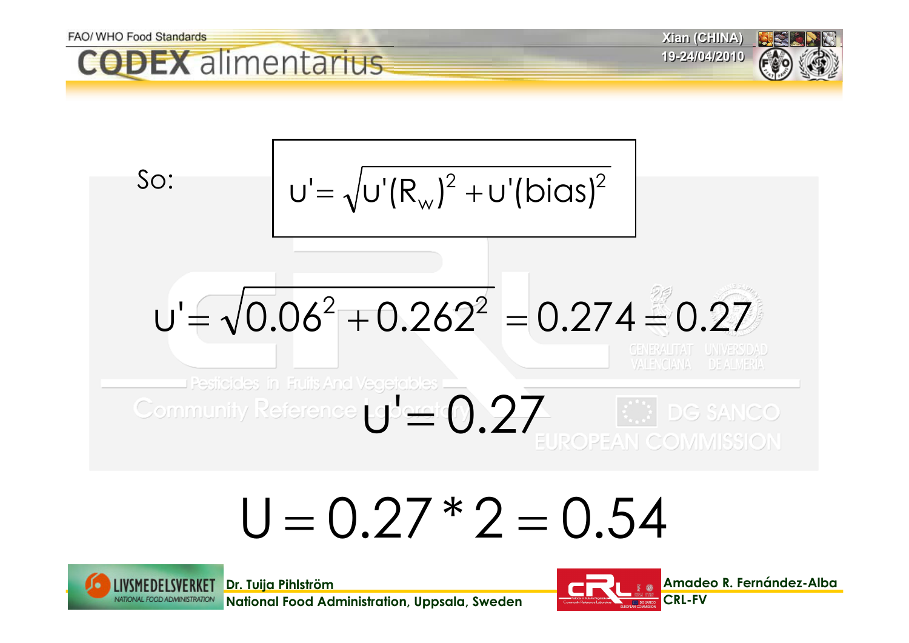So:

$$u' = \sqrt{u'(R_w)^2 + u'(bias)^2}$$

$$u' = \sqrt{0.06^2 + 0.262^2} = 0.274 = 0.27$$

$$u' = 0.27$$

$$U = 0.27 * 2 = 0.54$$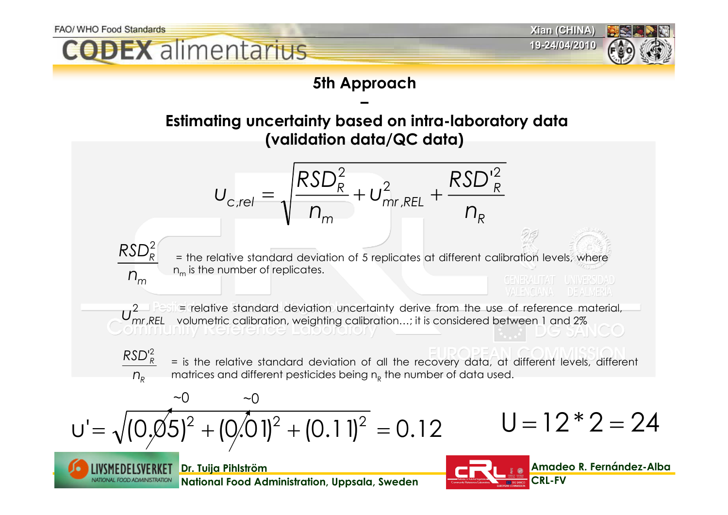## 5th Approach

## –

## Estimating uncertainty based on intra-laboratory data (validation data/QC data)

$$U_{c,rel} = \sqrt{\frac{RSD_R^2}{n_m} + U_{mr,REL}^2 + \frac{RSD_R'^2}{n_R}}$$

$\frac{RSD_R^2}{n_m}$ = the relative standard deviation of 5 replicates at different calibration levels, where $n_m$ is the number of replicates.

$U_{mr,REL}^2$ = relative standard deviation uncertainty derive from the use of reference material, volumetric calibration, weighting calibration…; it is considered between 1 and 2%

$\frac{RSD_R'^2}{n_R}$ = is the relative standard deviation of all the recovery data, at different levels, different matrices and different pesticides being $n_R$ the number of data used.

$$U' = \sqrt{(0.05)^2 + (0.01)^2 + (0.11)^2} = 0.12$$

(with $(0.05)^2 \approx 0$ and $(0.01)^2 \approx 0$)

$$U = 12 * 2 = 24$$

Dr. Tuija Pihlström
National Food Administration, Uppsala, Sweden

Amadeo R. Fernández-Alba
CRL-FV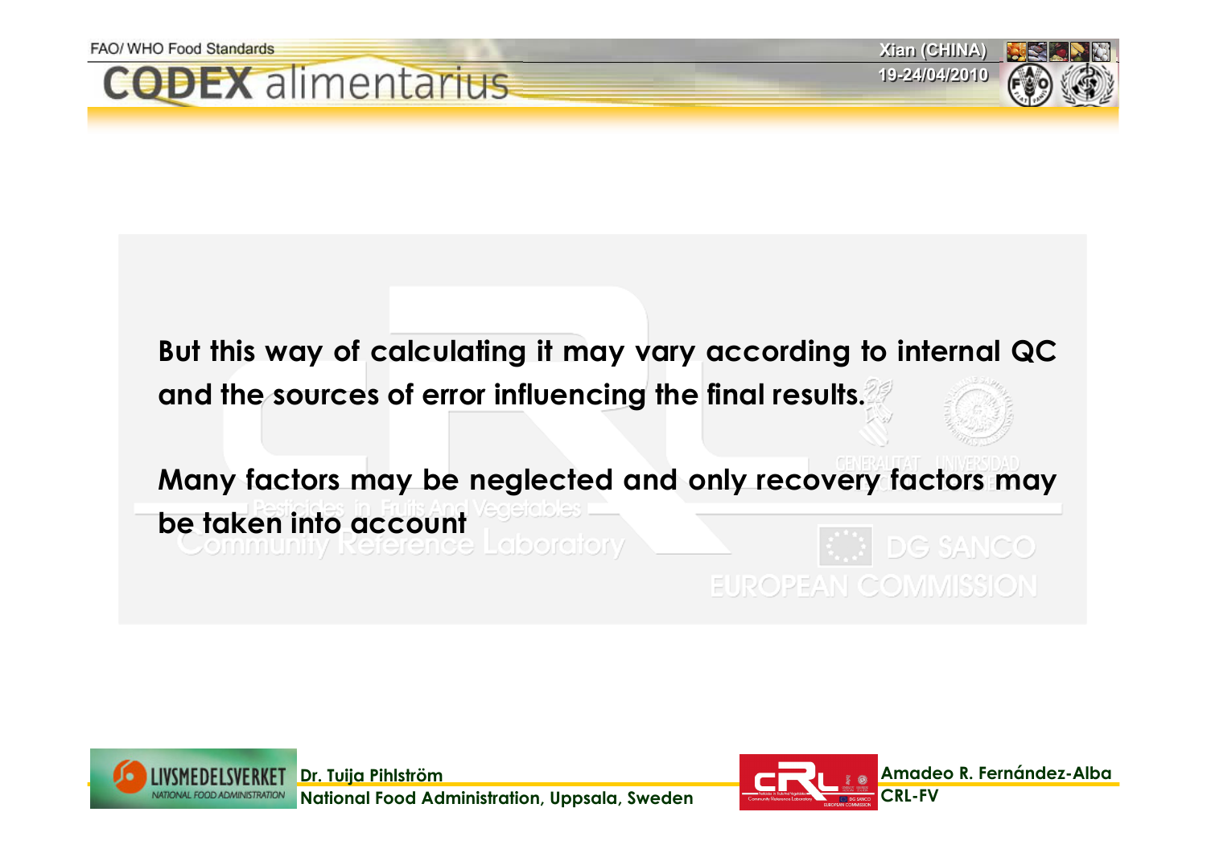**But this way of calculating it may vary according to internal QC and the sources of error influencing the final results.**

**Many factors may be neglected and only recovery factors may be taken into account**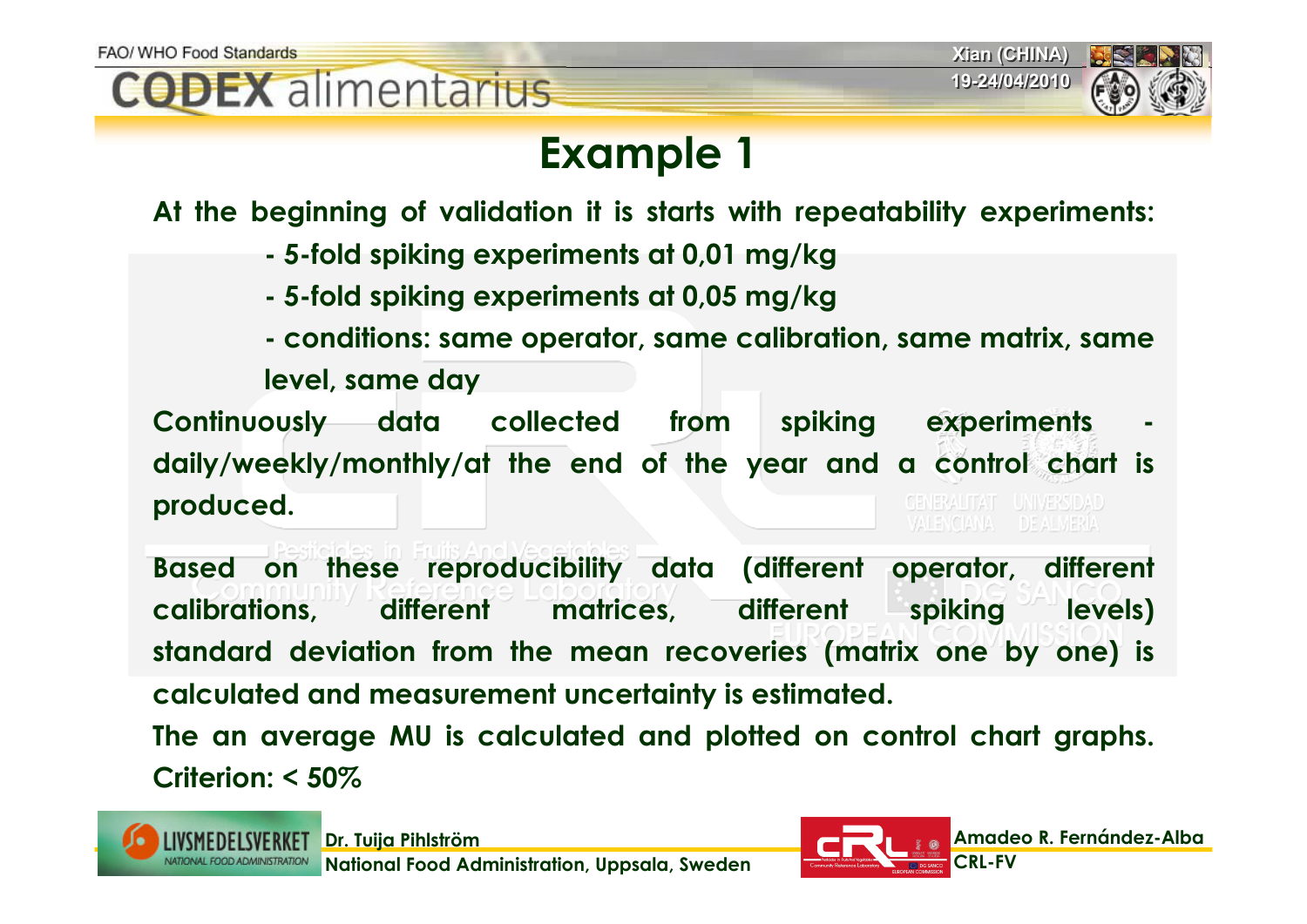# Example 1

**At the beginning of validation it is starts with repeatability experiments:**

- **5-fold spiking experiments at 0,01 mg/kg**
- **5-fold spiking experiments at 0,05 mg/kg**
- **conditions: same operator, same calibration, same matrix, same level, same day**

**Continuously data collected from spiking experiments - daily/weekly/monthly/at the end of the year and a control chart is produced.**

**Based on these reproducibility data (different operator, different calibrations, different matrices, different spiking levels) standard deviation from the mean recoveries (matrix one by one) is calculated and measurement uncertainty is estimated.**

**The an average MU is calculated and plotted on control chart graphs. Criterion: < 50%**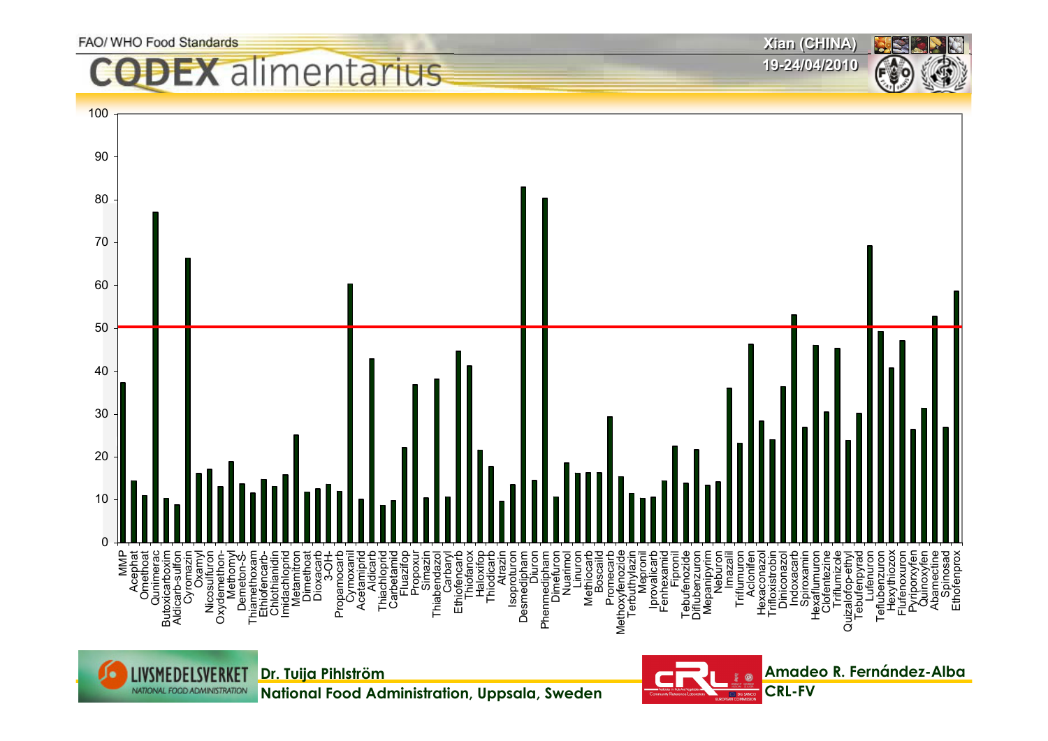100
90
80
70
60
50
40
30
20
10
0

MMP, Acephat, Omethoat, Qunimerac, Butoxicarboxim, Aldicarb-sulfon, Cyromazin, Oxamyl, Nicosulfuron, Oxydemethon-, Methomyl, Demeton-S-, Thiamethoxam, Ethiofencarb-, Chlothianidin, Imidachloprid, Metamitron, Dimethoat, Dioxacarb, 3-OH-, Propamocarb, Cymoxanil, Acetamiprid, Aldicarb, Thiachloprid, Carbetamid, Fluazifop, Propoxur, Simazin, Thiabendazol, Carbaryl, Ethiofencarb, Thiofanox, Haloxifop, Thiodicarb, Atrazin, Isoproturon, Desmedipham, Diuron, Phenmedipham, Dimefuron, Nuarimol, Linuron, Methiocarb, Boscalid, Promecarb, Methoxyfenozide, Terbuthylazin, Mepronil, Iprovalicarb, Fenhexamid, Fipronil, Tebufenozide, Diflubenzuron, Mepanipyrim, Neburon, Imazalil, Triflumuron, Aclonifen, Hexaconazol, Trifloxistrobin, Diniconazol, Indoxacarb, Spiroxamin, Hexaflumuron, Clofentezine, Triflumizole, Quizalofop-ethyl, Tebufenpyrad, Lufenuron, Teflubenzuron, Hexythiozox, Flufenoxuron, Pyriproxyfen, Quinoxyfen, Abamectine, Spinosad, Ethofenprox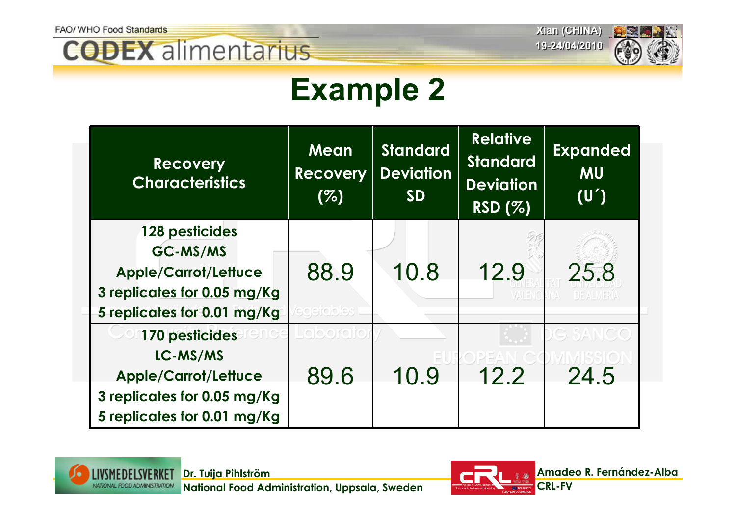# Example 2

| Recovery Characteristics | Mean Recovery (%) | Standard Deviation SD | Relative Standard Deviation RSD (%) | Expanded MU (U´) |
|---|---|---|---|---|
| 128 pesticides<br>GC-MS/MS<br>Apple/Carrot/Lettuce<br>3 replicates for 0.05 mg/Kg<br>5 replicates for 0.01 mg/Kg | 88.9 | 10.8 | 12.9 | 25.8 |
| 170 pesticides<br>LC-MS/MS<br>Apple/Carrot/Lettuce<br>3 replicates for 0.05 mg/Kg<br>5 replicates for 0.01 mg/Kg | 89.6 | 10.9 | 12.2 | 24.5 |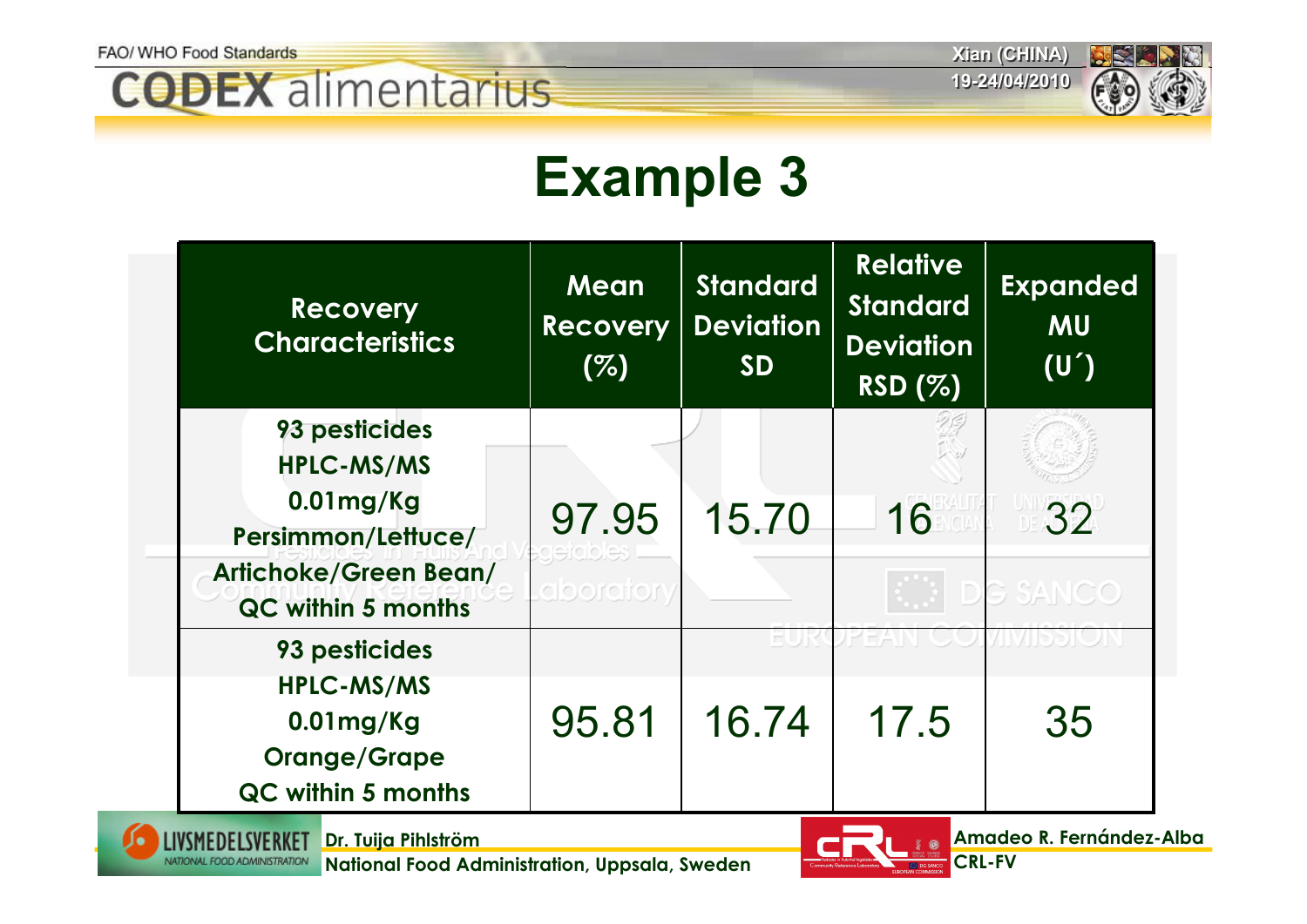# Example 3

| Recovery Characteristics | Mean Recovery (%) | Standard Deviation SD | Relative Standard Deviation RSD (%) | Expanded MU (U´) |
|---|---|---|---|---|
| 93 pesticides HPLC-MS/MS 0.01mg/Kg Persimmon/Lettuce/ Artichoke/Green Bean/ QC within 5 months | 97.95 | 15.70 | 16 | 32 |
| 93 pesticides HPLC-MS/MS 0.01mg/Kg Orange/Grape QC within 5 months | 95.81 | 16.74 | 17.5 | 35 |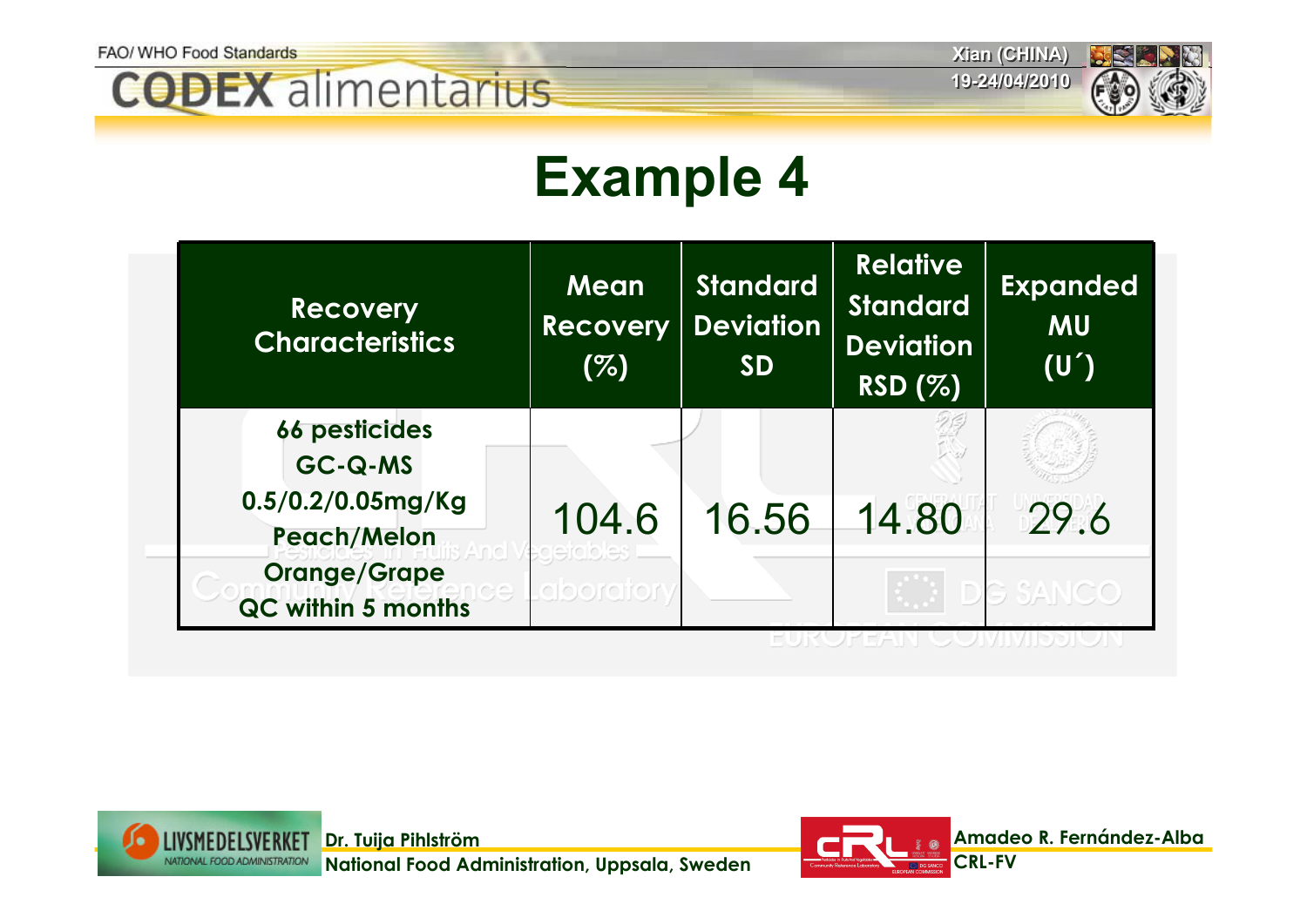# Example 4

| Recovery Characteristics | Mean Recovery (%) | Standard Deviation SD | Relative Standard Deviation RSD (%) | Expanded MU (U´) |
|---|---|---|---|---|
| **66 pesticides GC-Q-MS 0.5/0.2/0.05mg/Kg Peach/Melon Orange/Grape QC within 5 months** | 104.6 | 16.56 | 14.80 | 29.6 |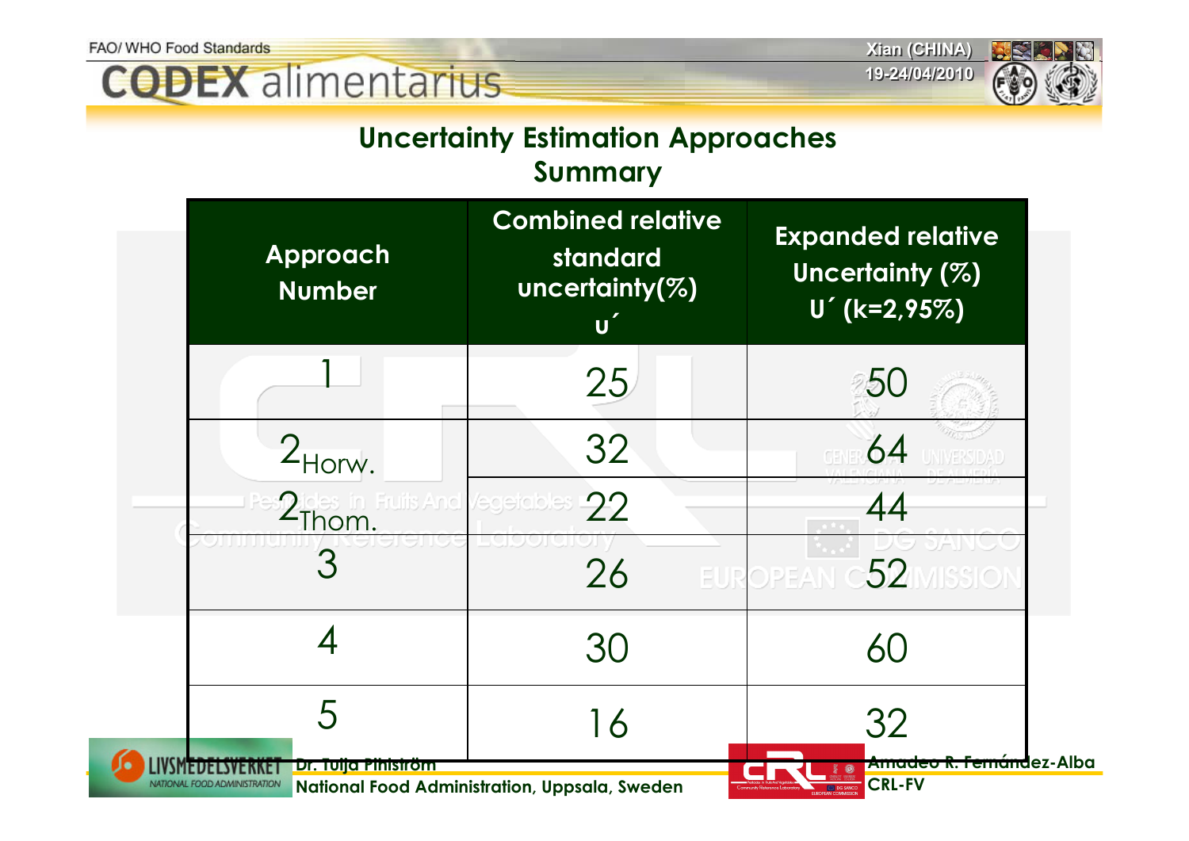## Uncertainty Estimation Approaches
## Summary

| Approach Number | Combined relative standard uncertainty(%) u´ | Expanded relative Uncertainty (%) U´ (k=2,95%) |
|---|---|---|
| 1 | 25 | 50 |
| $2_{Horw.}$ | 32 | 64 |
| $2_{Thom.}$ | 22 | 44 |
| 3 | 26 | 52 |
| 4 | 30 | 60 |
| 5 | 16 | 32 |